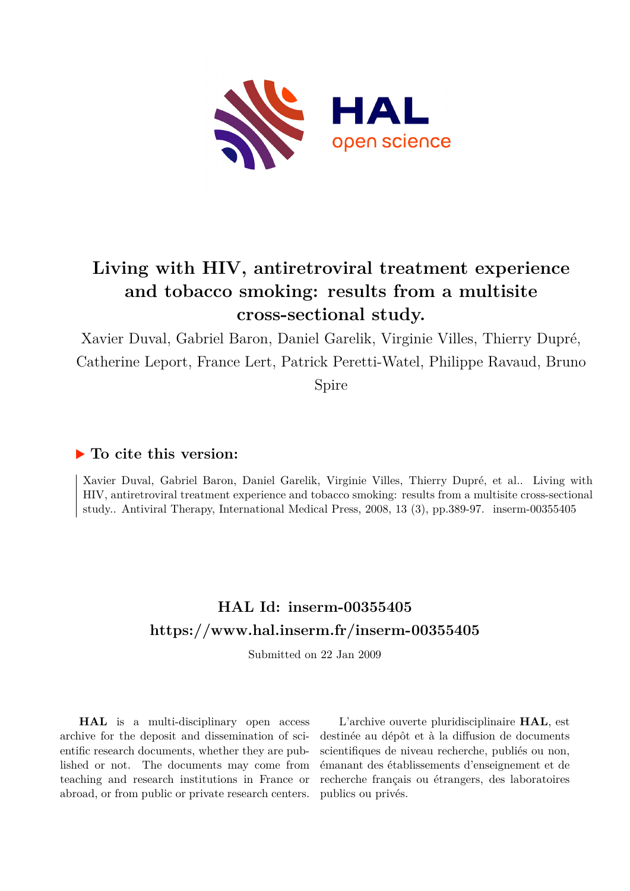# Living with HIV, antiretroviral treatment experience and tobacco smoking: results from a multisite cross-sectional study.

Xavier Duval, Gabriel Baron, Daniel Garelik, Virginie Villes, Thierry Dupré, Catherine Leport, France Lert, Patrick Peretti-Watel, Philippe Ravaud, Bruno Spire

## ▶ To cite this version:

Xavier Duval, Gabriel Baron, Daniel Garelik, Virginie Villes, Thierry Dupré, et al.. Living with HIV, antiretroviral treatment experience and tobacco smoking: results from a multisite cross-sectional study.. Antiviral Therapy, International Medical Press, 2008, 13 (3), pp.389-97. inserm-00355405

## HAL Id: inserm-00355405

## https://www.hal.inserm.fr/inserm-00355405

Submitted on 22 Jan 2009

**HAL** is a multi-disciplinary open access archive for the deposit and dissemination of scientific research documents, whether they are published or not. The documents may come from teaching and research institutions in France or abroad, or from public or private research centers.

L'archive ouverte pluridisciplinaire **HAL**, est destinée au dépôt et à la diffusion de documents scientifiques de niveau recherche, publiés ou non, émanant des établissements d'enseignement et de recherche français ou étrangers, des laboratoires publics ou privés.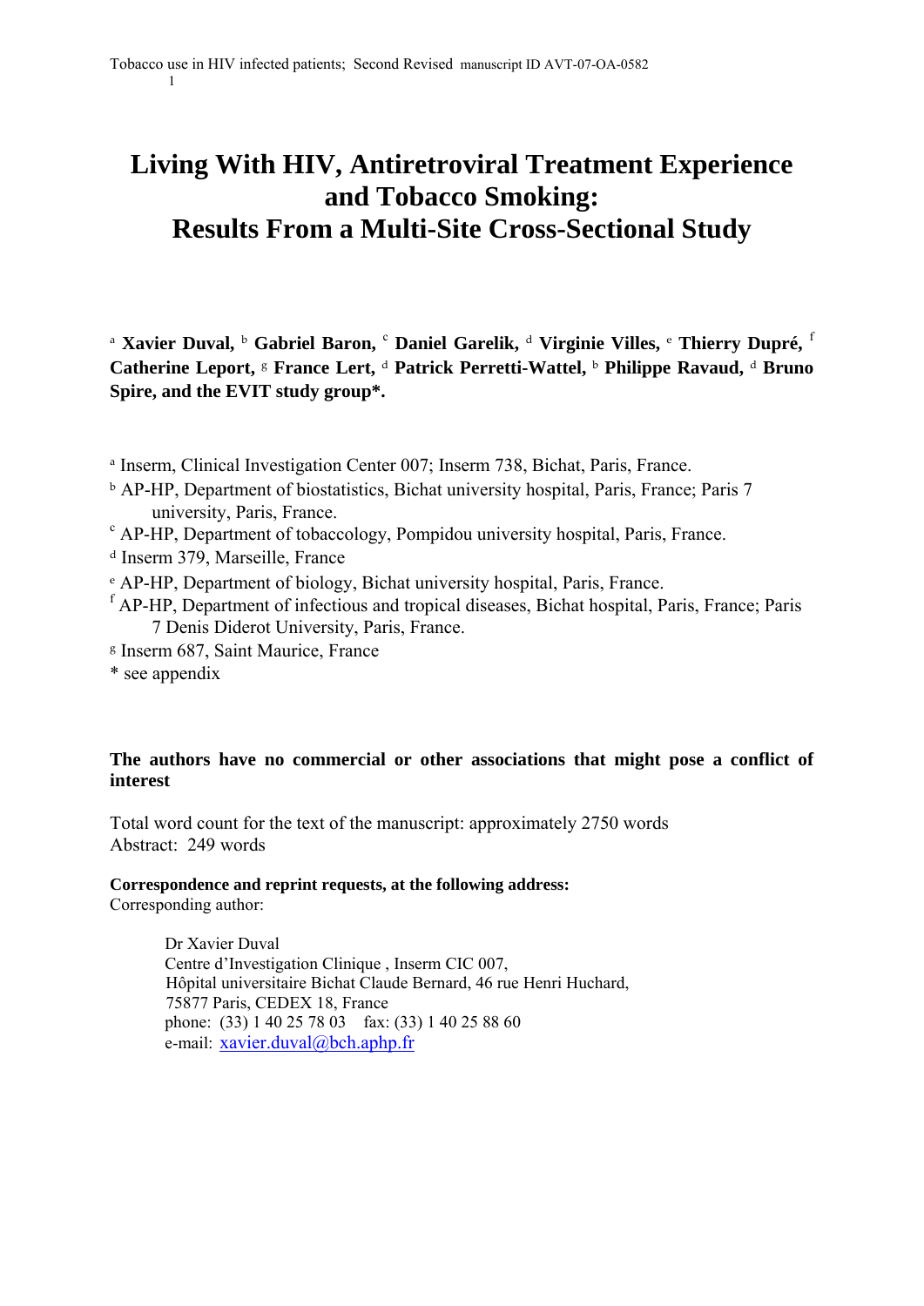# Living With HIV, Antiretroviral Treatment Experience and Tobacco Smoking: Results From a Multi-Site Cross-Sectional Study

[a] **Xavier Duval,** [b] **Gabriel Baron,** [c] **Daniel Garelik,** [d] **Virginie Villes,** [e] **Thierry Dupré,** [f] **Catherine Leport,** [g] **France Lert,** [d] **Patrick Perretti-Wattel,** [b] **Philippe Ravaud,** [d] **Bruno Spire, and the EVIT study group*.**

[a] Inserm, Clinical Investigation Center 007; Inserm 738, Bichat, Paris, France.

[b] AP-HP, Department of biostatistics, Bichat university hospital, Paris, France; Paris 7 university, Paris, France.

[c] AP-HP, Department of tobaccology, Pompidou university hospital, Paris, France.

[d] Inserm 379, Marseille, France

[e] AP-HP, Department of biology, Bichat university hospital, Paris, France.

[f] AP-HP, Department of infectious and tropical diseases, Bichat hospital, Paris, France; Paris 7 Denis Diderot University, Paris, France.

[g] Inserm 687, Saint Maurice, France

* see appendix

**The authors have no commercial or other associations that might pose a conflict of interest**

Total word count for the text of the manuscript: approximately 2750 words

Abstract: 249 words

**Correspondence and reprint requests, at the following address:**

Corresponding author:

Dr Xavier Duval
Centre d'Investigation Clinique , Inserm CIC 007,
Hôpital universitaire Bichat Claude Bernard, 46 rue Henri Huchard,
75877 Paris, CEDEX 18, France
phone: (33) 1 40 25 78 03 fax: (33) 1 40 25 88 60
e-mail: xavier.duval@bch.aphp.fr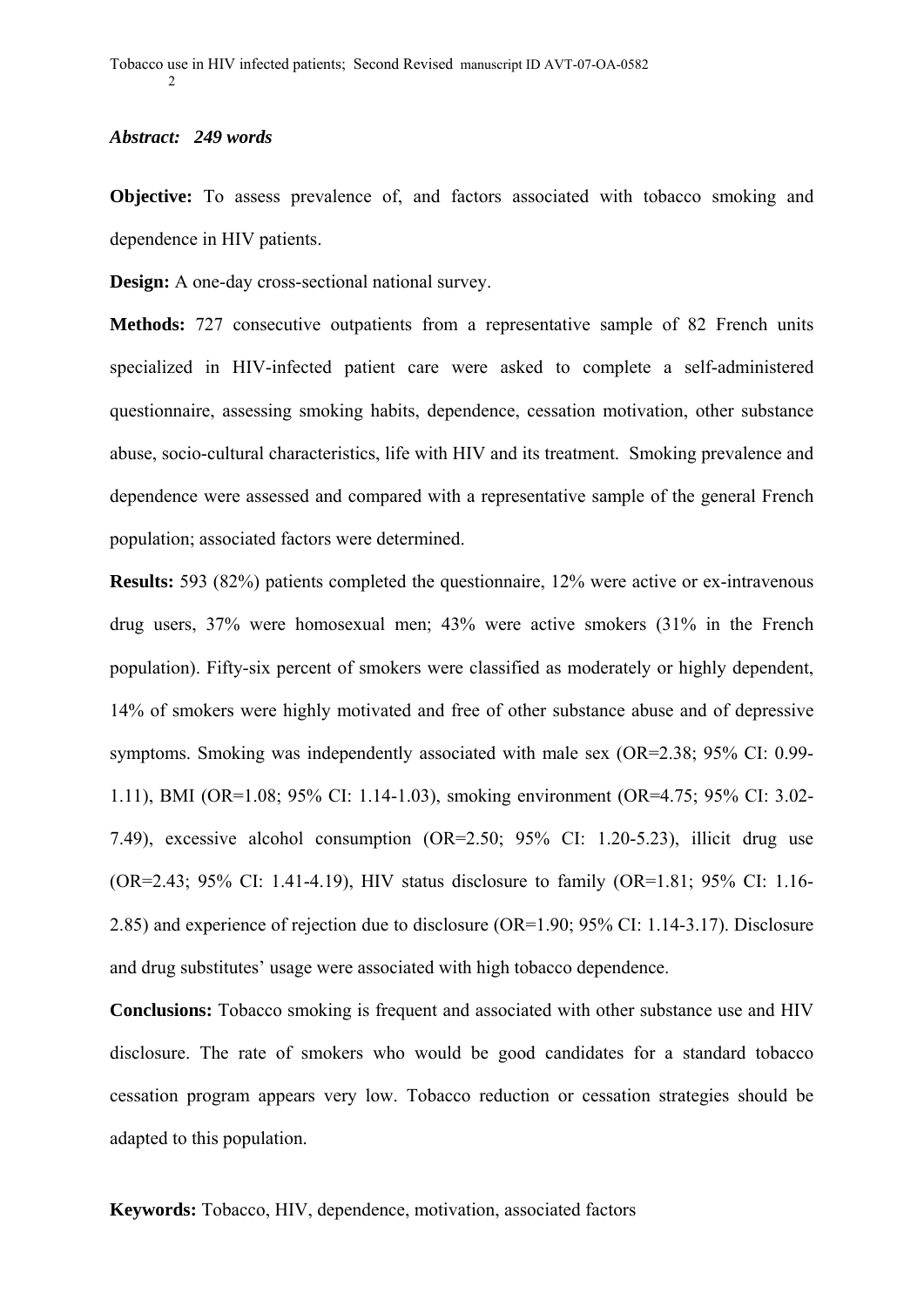***Abstract:   249 words***

**Objective:** To assess prevalence of, and factors associated with tobacco smoking and dependence in HIV patients.

**Design:** A one-day cross-sectional national survey.

**Methods:** 727 consecutive outpatients from a representative sample of 82 French units specialized in HIV-infected patient care were asked to complete a self-administered questionnaire, assessing smoking habits, dependence, cessation motivation, other substance abuse, socio-cultural characteristics, life with HIV and its treatment. Smoking prevalence and dependence were assessed and compared with a representative sample of the general French population; associated factors were determined.

**Results:** 593 (82%) patients completed the questionnaire, 12% were active or ex-intravenous drug users, 37% were homosexual men; 43% were active smokers (31% in the French population). Fifty-six percent of smokers were classified as moderately or highly dependent, 14% of smokers were highly motivated and free of other substance abuse and of depressive symptoms. Smoking was independently associated with male sex (OR=2.38; 95% CI: 0.99-1.11), BMI (OR=1.08; 95% CI: 1.14-1.03), smoking environment (OR=4.75; 95% CI: 3.02-7.49), excessive alcohol consumption (OR=2.50; 95% CI: 1.20-5.23), illicit drug use (OR=2.43; 95% CI: 1.41-4.19), HIV status disclosure to family (OR=1.81; 95% CI: 1.16-2.85) and experience of rejection due to disclosure (OR=1.90; 95% CI: 1.14-3.17). Disclosure and drug substitutes' usage were associated with high tobacco dependence.

**Conclusions:** Tobacco smoking is frequent and associated with other substance use and HIV disclosure. The rate of smokers who would be good candidates for a standard tobacco cessation program appears very low. Tobacco reduction or cessation strategies should be adapted to this population.

**Keywords:** Tobacco, HIV, dependence, motivation, associated factors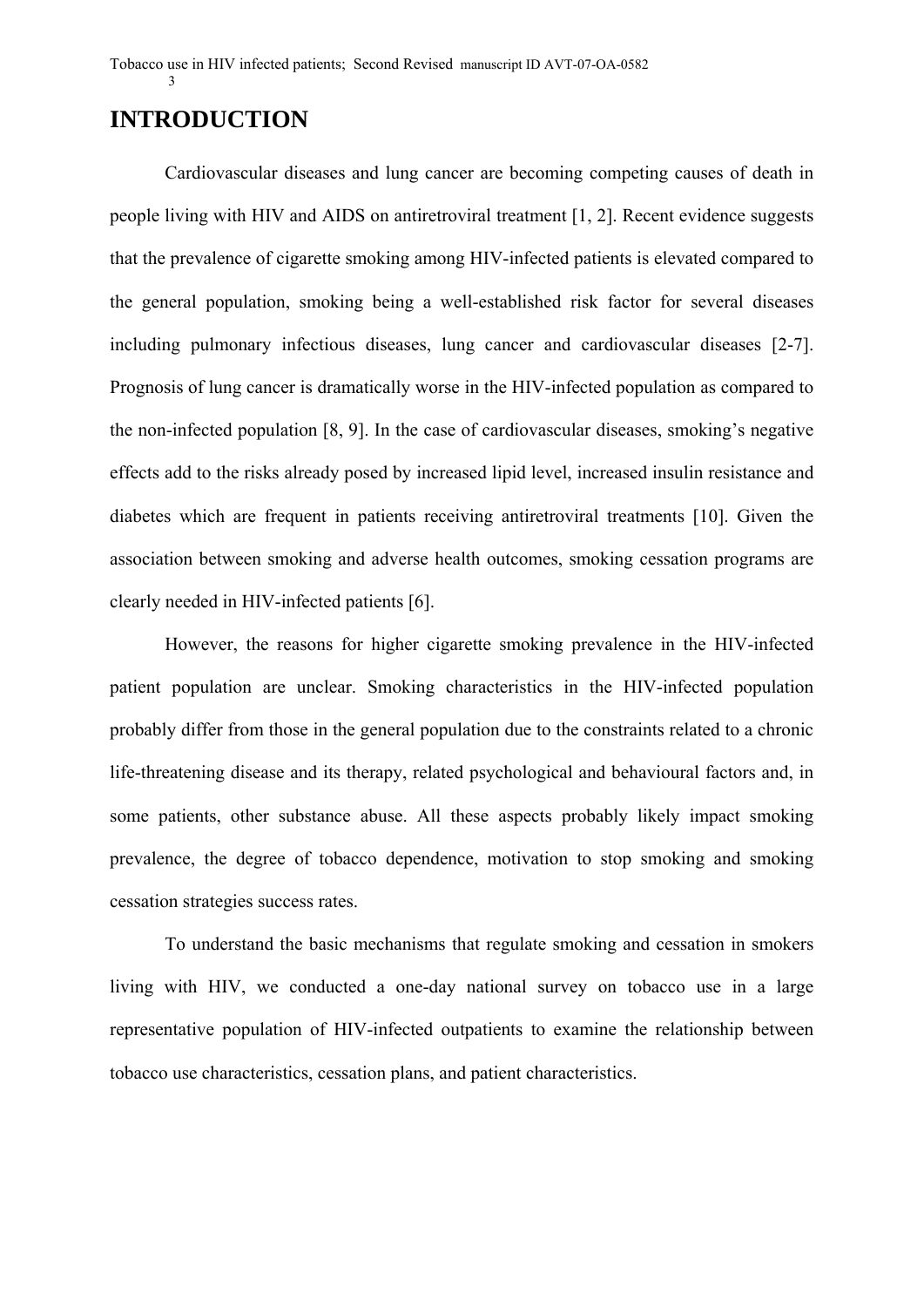# INTRODUCTION

Cardiovascular diseases and lung cancer are becoming competing causes of death in people living with HIV and AIDS on antiretroviral treatment [1, 2]. Recent evidence suggests that the prevalence of cigarette smoking among HIV-infected patients is elevated compared to the general population, smoking being a well-established risk factor for several diseases including pulmonary infectious diseases, lung cancer and cardiovascular diseases [2-7]. Prognosis of lung cancer is dramatically worse in the HIV-infected population as compared to the non-infected population [8, 9]. In the case of cardiovascular diseases, smoking's negative effects add to the risks already posed by increased lipid level, increased insulin resistance and diabetes which are frequent in patients receiving antiretroviral treatments [10]. Given the association between smoking and adverse health outcomes, smoking cessation programs are clearly needed in HIV-infected patients [6].

However, the reasons for higher cigarette smoking prevalence in the HIV-infected patient population are unclear. Smoking characteristics in the HIV-infected population probably differ from those in the general population due to the constraints related to a chronic life-threatening disease and its therapy, related psychological and behavioural factors and, in some patients, other substance abuse. All these aspects probably likely impact smoking prevalence, the degree of tobacco dependence, motivation to stop smoking and smoking cessation strategies success rates.

To understand the basic mechanisms that regulate smoking and cessation in smokers living with HIV, we conducted a one-day national survey on tobacco use in a large representative population of HIV-infected outpatients to examine the relationship between tobacco use characteristics, cessation plans, and patient characteristics.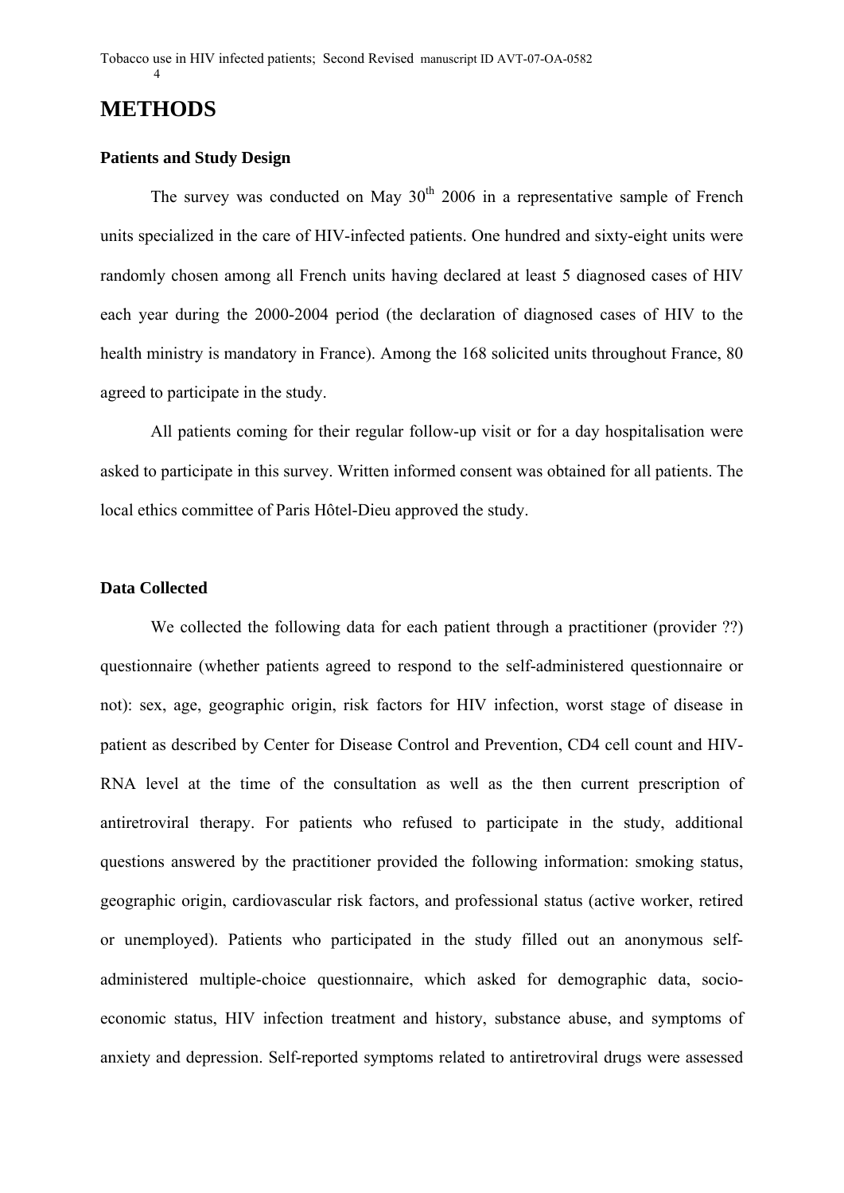# METHODS

### Patients and Study Design

The survey was conducted on May 30$^{th}$ 2006 in a representative sample of French units specialized in the care of HIV-infected patients. One hundred and sixty-eight units were randomly chosen among all French units having declared at least 5 diagnosed cases of HIV each year during the 2000-2004 period (the declaration of diagnosed cases of HIV to the health ministry is mandatory in France). Among the 168 solicited units throughout France, 80 agreed to participate in the study.

All patients coming for their regular follow-up visit or for a day hospitalisation were asked to participate in this survey. Written informed consent was obtained for all patients. The local ethics committee of Paris Hôtel-Dieu approved the study.

### Data Collected

We collected the following data for each patient through a practitioner (provider ??) questionnaire (whether patients agreed to respond to the self-administered questionnaire or not): sex, age, geographic origin, risk factors for HIV infection, worst stage of disease in patient as described by Center for Disease Control and Prevention, CD4 cell count and HIV-RNA level at the time of the consultation as well as the then current prescription of antiretroviral therapy. For patients who refused to participate in the study, additional questions answered by the practitioner provided the following information: smoking status, geographic origin, cardiovascular risk factors, and professional status (active worker, retired or unemployed). Patients who participated in the study filled out an anonymous self-administered multiple-choice questionnaire, which asked for demographic data, socio-economic status, HIV infection treatment and history, substance abuse, and symptoms of anxiety and depression. Self-reported symptoms related to antiretroviral drugs were assessed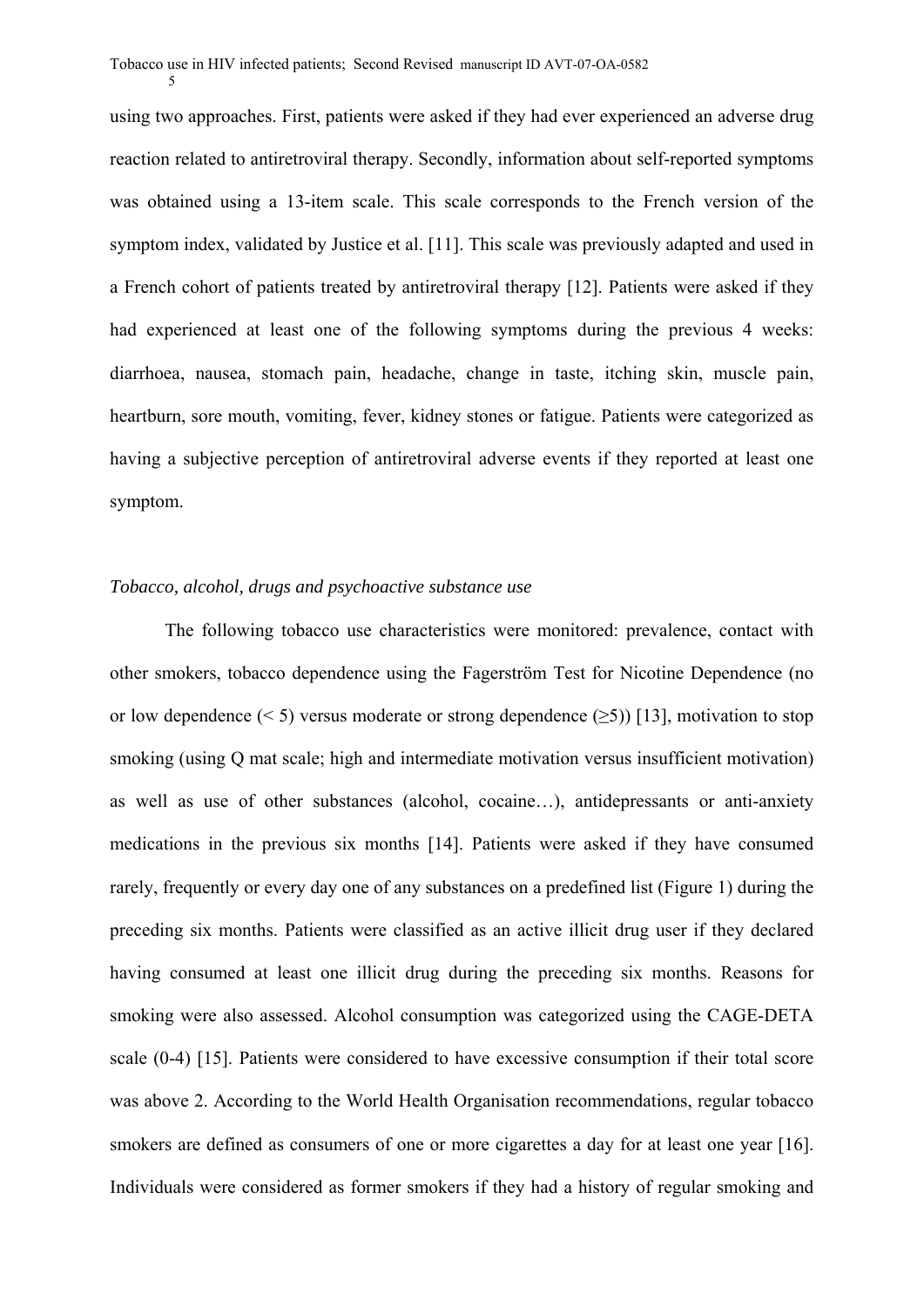using two approaches. First, patients were asked if they had ever experienced an adverse drug reaction related to antiretroviral therapy. Secondly, information about self-reported symptoms was obtained using a 13-item scale. This scale corresponds to the French version of the symptom index, validated by Justice et al. [11]. This scale was previously adapted and used in a French cohort of patients treated by antiretroviral therapy [12]. Patients were asked if they had experienced at least one of the following symptoms during the previous 4 weeks: diarrhoea, nausea, stomach pain, headache, change in taste, itching skin, muscle pain, heartburn, sore mouth, vomiting, fever, kidney stones or fatigue. Patients were categorized as having a subjective perception of antiretroviral adverse events if they reported at least one symptom.

*Tobacco, alcohol, drugs and psychoactive substance use*

The following tobacco use characteristics were monitored: prevalence, contact with other smokers, tobacco dependence using the Fagerström Test for Nicotine Dependence (no or low dependence (< 5) versus moderate or strong dependence (≥5)) [13], motivation to stop smoking (using Q mat scale; high and intermediate motivation versus insufficient motivation) as well as use of other substances (alcohol, cocaine…), antidepressants or anti-anxiety medications in the previous six months [14]. Patients were asked if they have consumed rarely, frequently or every day one of any substances on a predefined list (Figure 1) during the preceding six months. Patients were classified as an active illicit drug user if they declared having consumed at least one illicit drug during the preceding six months. Reasons for smoking were also assessed. Alcohol consumption was categorized using the CAGE-DETA scale (0-4) [15]. Patients were considered to have excessive consumption if their total score was above 2. According to the World Health Organisation recommendations, regular tobacco smokers are defined as consumers of one or more cigarettes a day for at least one year [16]. Individuals were considered as former smokers if they had a history of regular smoking and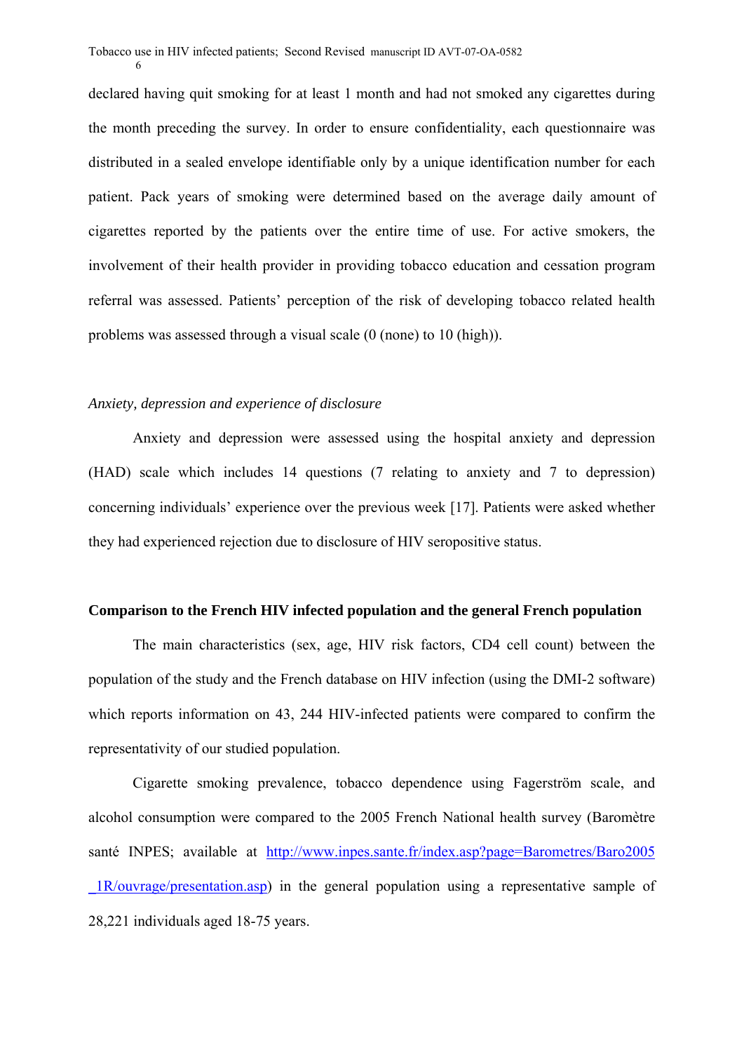declared having quit smoking for at least 1 month and had not smoked any cigarettes during the month preceding the survey. In order to ensure confidentiality, each questionnaire was distributed in a sealed envelope identifiable only by a unique identification number for each patient. Pack years of smoking were determined based on the average daily amount of cigarettes reported by the patients over the entire time of use. For active smokers, the involvement of their health provider in providing tobacco education and cessation program referral was assessed. Patients' perception of the risk of developing tobacco related health problems was assessed through a visual scale (0 (none) to 10 (high)).

*Anxiety, depression and experience of disclosure*

Anxiety and depression were assessed using the hospital anxiety and depression (HAD) scale which includes 14 questions (7 relating to anxiety and 7 to depression) concerning individuals' experience over the previous week [17]. Patients were asked whether they had experienced rejection due to disclosure of HIV seropositive status.

**Comparison to the French HIV infected population and the general French population**

The main characteristics (sex, age, HIV risk factors, CD4 cell count) between the population of the study and the French database on HIV infection (using the DMI-2 software) which reports information on 43, 244 HIV-infected patients were compared to confirm the representativity of our studied population.

Cigarette smoking prevalence, tobacco dependence using Fagerström scale, and alcohol consumption were compared to the 2005 French National health survey (Baromètre santé INPES; available at http://www.inpes.sante.fr/index.asp?page=Barometres/Baro2005_1R/ouvrage/presentation.asp) in the general population using a representative sample of 28,221 individuals aged 18-75 years.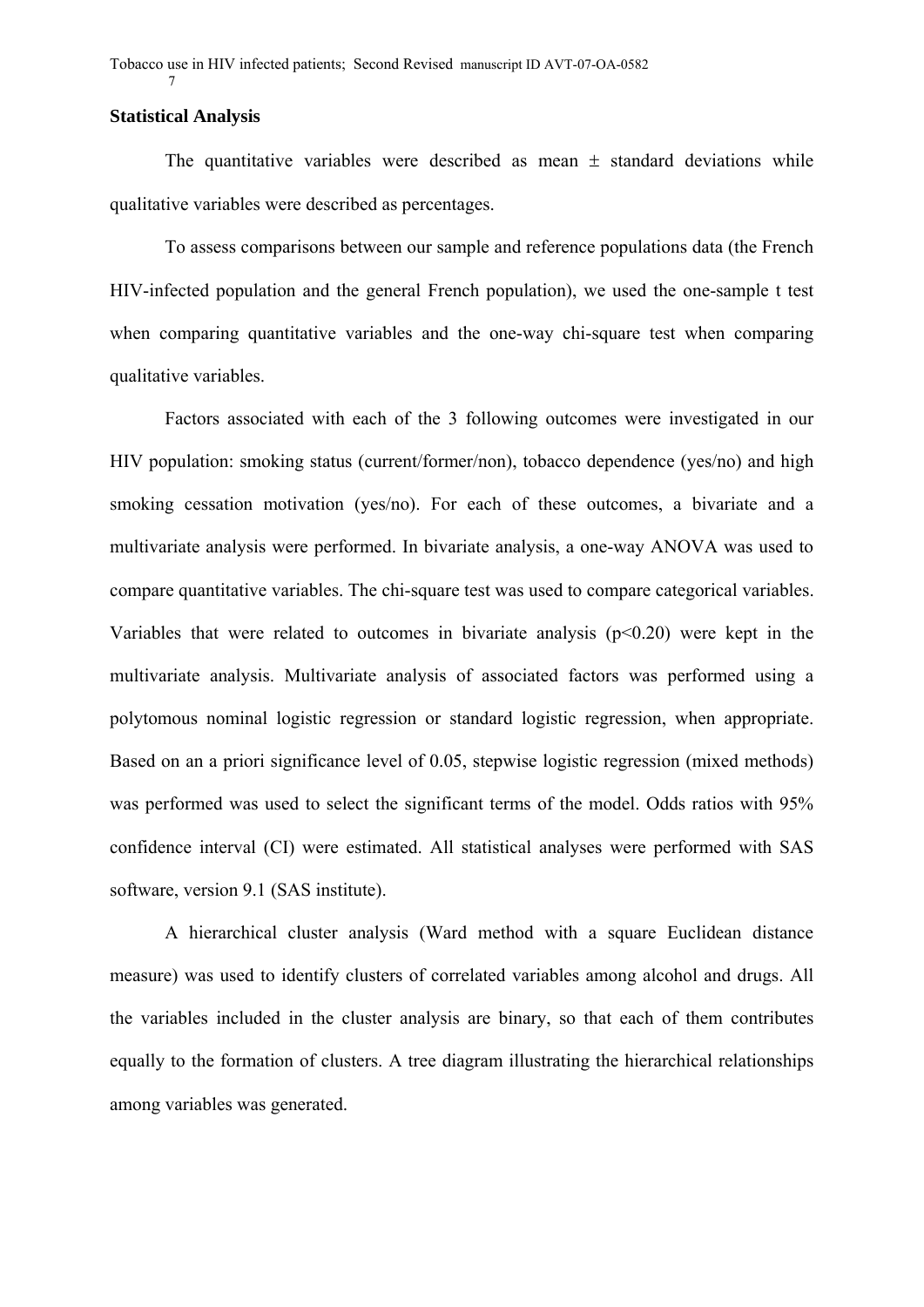**Statistical Analysis**

The quantitative variables were described as mean ± standard deviations while qualitative variables were described as percentages.

To assess comparisons between our sample and reference populations data (the French HIV-infected population and the general French population), we used the one-sample t test when comparing quantitative variables and the one-way chi-square test when comparing qualitative variables.

Factors associated with each of the 3 following outcomes were investigated in our HIV population: smoking status (current/former/non), tobacco dependence (yes/no) and high smoking cessation motivation (yes/no). For each of these outcomes, a bivariate and a multivariate analysis were performed. In bivariate analysis, a one-way ANOVA was used to compare quantitative variables. The chi-square test was used to compare categorical variables. Variables that were related to outcomes in bivariate analysis ($p<0.20$) were kept in the multivariate analysis. Multivariate analysis of associated factors was performed using a polytomous nominal logistic regression or standard logistic regression, when appropriate. Based on an a priori significance level of 0.05, stepwise logistic regression (mixed methods) was performed was used to select the significant terms of the model. Odds ratios with 95% confidence interval (CI) were estimated. All statistical analyses were performed with SAS software, version 9.1 (SAS institute).

A hierarchical cluster analysis (Ward method with a square Euclidean distance measure) was used to identify clusters of correlated variables among alcohol and drugs. All the variables included in the cluster analysis are binary, so that each of them contributes equally to the formation of clusters. A tree diagram illustrating the hierarchical relationships among variables was generated.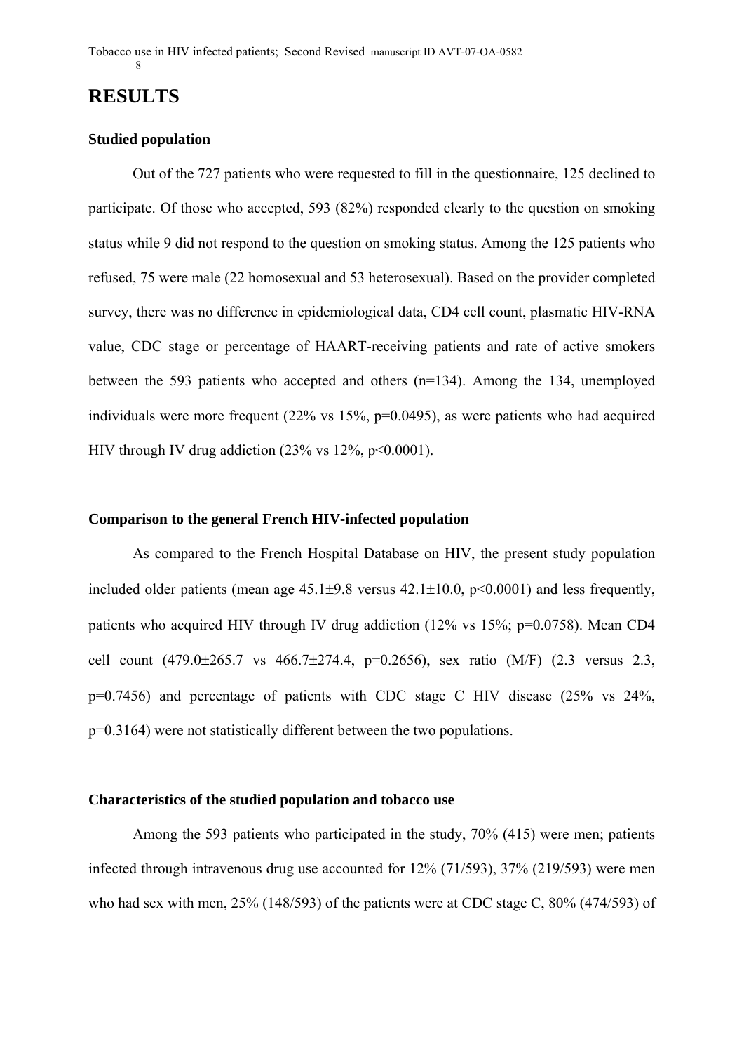# RESULTS

### Studied population

Out of the 727 patients who were requested to fill in the questionnaire, 125 declined to participate. Of those who accepted, 593 (82%) responded clearly to the question on smoking status while 9 did not respond to the question on smoking status. Among the 125 patients who refused, 75 were male (22 homosexual and 53 heterosexual). Based on the provider completed survey, there was no difference in epidemiological data, CD4 cell count, plasmatic HIV-RNA value, CDC stage or percentage of HAART-receiving patients and rate of active smokers between the 593 patients who accepted and others (n=134). Among the 134, unemployed individuals were more frequent (22% vs 15%, p=0.0495), as were patients who had acquired HIV through IV drug addiction (23% vs 12%, p<0.0001).

### Comparison to the general French HIV-infected population

As compared to the French Hospital Database on HIV, the present study population included older patients (mean age 45.1±9.8 versus 42.1±10.0, p<0.0001) and less frequently, patients who acquired HIV through IV drug addiction (12% vs 15%; p=0.0758). Mean CD4 cell count (479.0±265.7 vs 466.7±274.4, p=0.2656), sex ratio (M/F) (2.3 versus 2.3, p=0.7456) and percentage of patients with CDC stage C HIV disease (25% vs 24%, p=0.3164) were not statistically different between the two populations.

### Characteristics of the studied population and tobacco use

Among the 593 patients who participated in the study, 70% (415) were men; patients infected through intravenous drug use accounted for 12% (71/593), 37% (219/593) were men who had sex with men, 25% (148/593) of the patients were at CDC stage C, 80% (474/593) of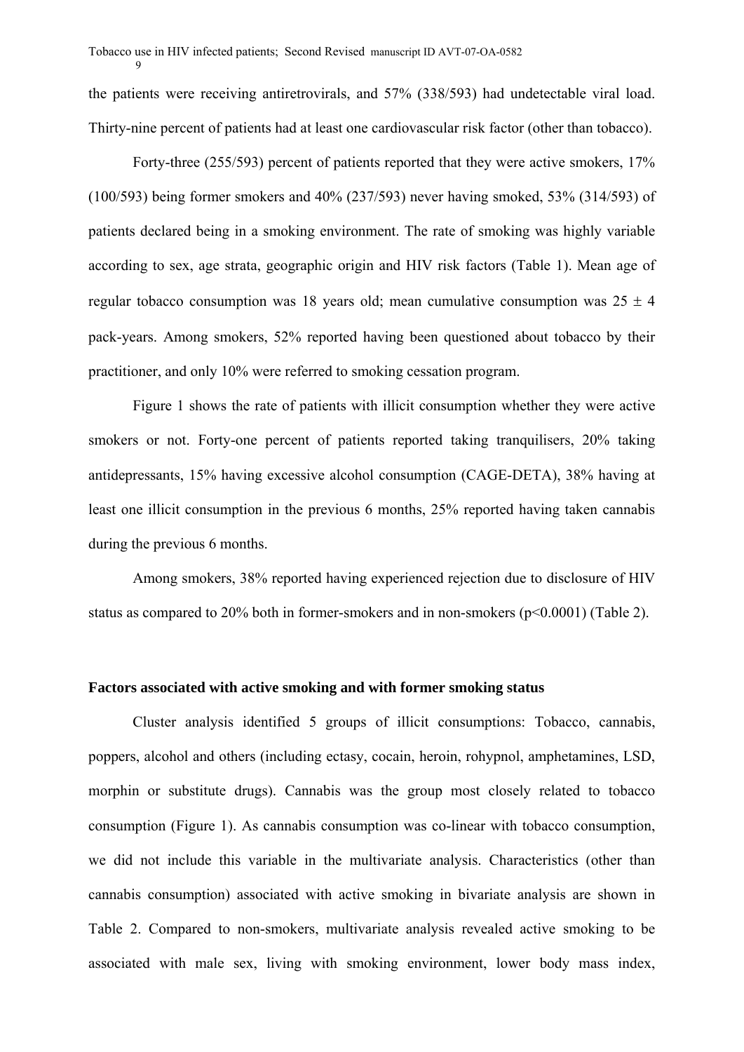the patients were receiving antiretrovirals, and 57% (338/593) had undetectable viral load. Thirty-nine percent of patients had at least one cardiovascular risk factor (other than tobacco).

Forty-three (255/593) percent of patients reported that they were active smokers, 17% (100/593) being former smokers and 40% (237/593) never having smoked, 53% (314/593) of patients declared being in a smoking environment. The rate of smoking was highly variable according to sex, age strata, geographic origin and HIV risk factors (Table 1). Mean age of regular tobacco consumption was 18 years old; mean cumulative consumption was 25 $\pm$ 4 pack-years. Among smokers, 52% reported having been questioned about tobacco by their practitioner, and only 10% were referred to smoking cessation program.

Figure 1 shows the rate of patients with illicit consumption whether they were active smokers or not. Forty-one percent of patients reported taking tranquilisers, 20% taking antidepressants, 15% having excessive alcohol consumption (CAGE-DETA), 38% having at least one illicit consumption in the previous 6 months, 25% reported having taken cannabis during the previous 6 months.

Among smokers, 38% reported having experienced rejection due to disclosure of HIV status as compared to 20% both in former-smokers and in non-smokers ($p<0.0001$) (Table 2).

**Factors associated with active smoking and with former smoking status**

Cluster analysis identified 5 groups of illicit consumptions: Tobacco, cannabis, poppers, alcohol and others (including ectasy, cocain, heroin, rohypnol, amphetamines, LSD, morphin or substitute drugs). Cannabis was the group most closely related to tobacco consumption (Figure 1). As cannabis consumption was co-linear with tobacco consumption, we did not include this variable in the multivariate analysis. Characteristics (other than cannabis consumption) associated with active smoking in bivariate analysis are shown in Table 2. Compared to non-smokers, multivariate analysis revealed active smoking to be associated with male sex, living with smoking environment, lower body mass index,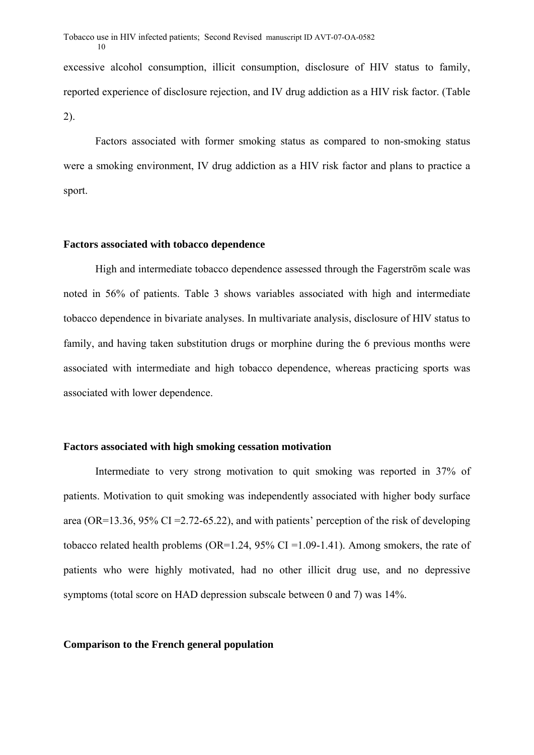excessive alcohol consumption, illicit consumption, disclosure of HIV status to family, reported experience of disclosure rejection, and IV drug addiction as a HIV risk factor. (Table 2).

Factors associated with former smoking status as compared to non-smoking status were a smoking environment, IV drug addiction as a HIV risk factor and plans to practice a sport.

## Factors associated with tobacco dependence

High and intermediate tobacco dependence assessed through the Fagerström scale was noted in 56% of patients. Table 3 shows variables associated with high and intermediate tobacco dependence in bivariate analyses. In multivariate analysis, disclosure of HIV status to family, and having taken substitution drugs or morphine during the 6 previous months were associated with intermediate and high tobacco dependence, whereas practicing sports was associated with lower dependence.

## Factors associated with high smoking cessation motivation

Intermediate to very strong motivation to quit smoking was reported in 37% of patients. Motivation to quit smoking was independently associated with higher body surface area (OR=13.36, 95% CI =2.72-65.22), and with patients' perception of the risk of developing tobacco related health problems (OR=1.24, 95% CI =1.09-1.41). Among smokers, the rate of patients who were highly motivated, had no other illicit drug use, and no depressive symptoms (total score on HAD depression subscale between 0 and 7) was 14%.

## Comparison to the French general population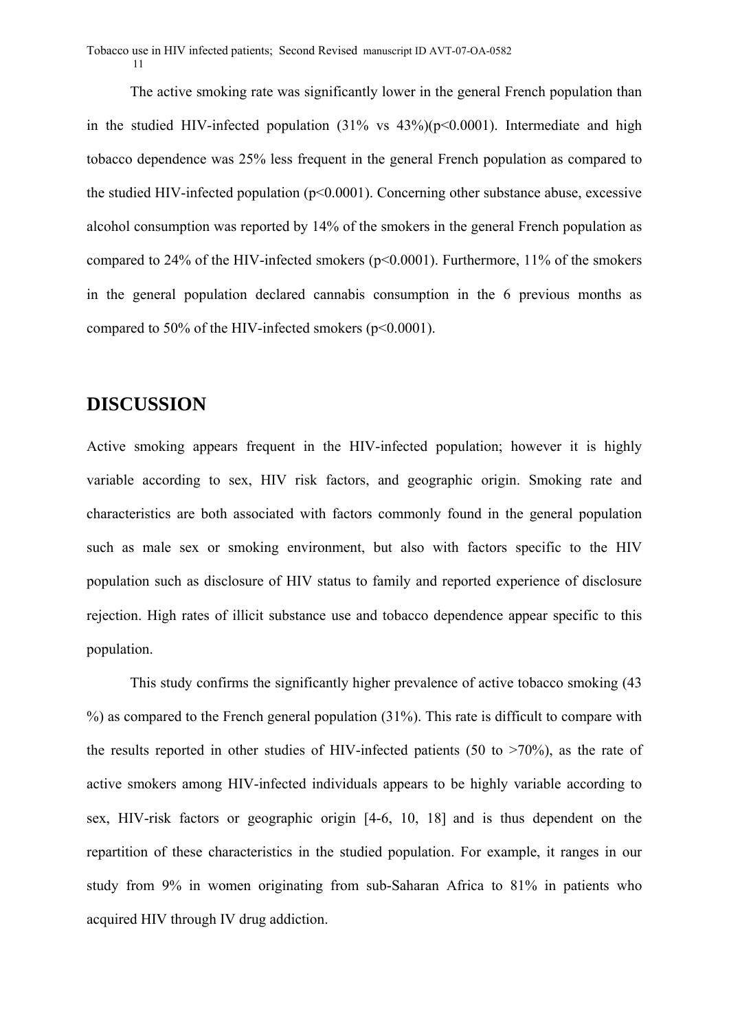The active smoking rate was significantly lower in the general French population than in the studied HIV-infected population (31% vs 43%)($p<0.0001$). Intermediate and high tobacco dependence was 25% less frequent in the general French population as compared to the studied HIV-infected population ($p<0.0001$). Concerning other substance abuse, excessive alcohol consumption was reported by 14% of the smokers in the general French population as compared to 24% of the HIV-infected smokers ($p<0.0001$). Furthermore, 11% of the smokers in the general population declared cannabis consumption in the 6 previous months as compared to 50% of the HIV-infected smokers ($p<0.0001$).

# DISCUSSION

Active smoking appears frequent in the HIV-infected population; however it is highly variable according to sex, HIV risk factors, and geographic origin. Smoking rate and characteristics are both associated with factors commonly found in the general population such as male sex or smoking environment, but also with factors specific to the HIV population such as disclosure of HIV status to family and reported experience of disclosure rejection. High rates of illicit substance use and tobacco dependence appear specific to this population.

This study confirms the significantly higher prevalence of active tobacco smoking (43 %) as compared to the French general population (31%). This rate is difficult to compare with the results reported in other studies of HIV-infected patients (50 to >70%), as the rate of active smokers among HIV-infected individuals appears to be highly variable according to sex, HIV-risk factors or geographic origin [4-6, 10, 18] and is thus dependent on the repartition of these characteristics in the studied population. For example, it ranges in our study from 9% in women originating from sub-Saharan Africa to 81% in patients who acquired HIV through IV drug addiction.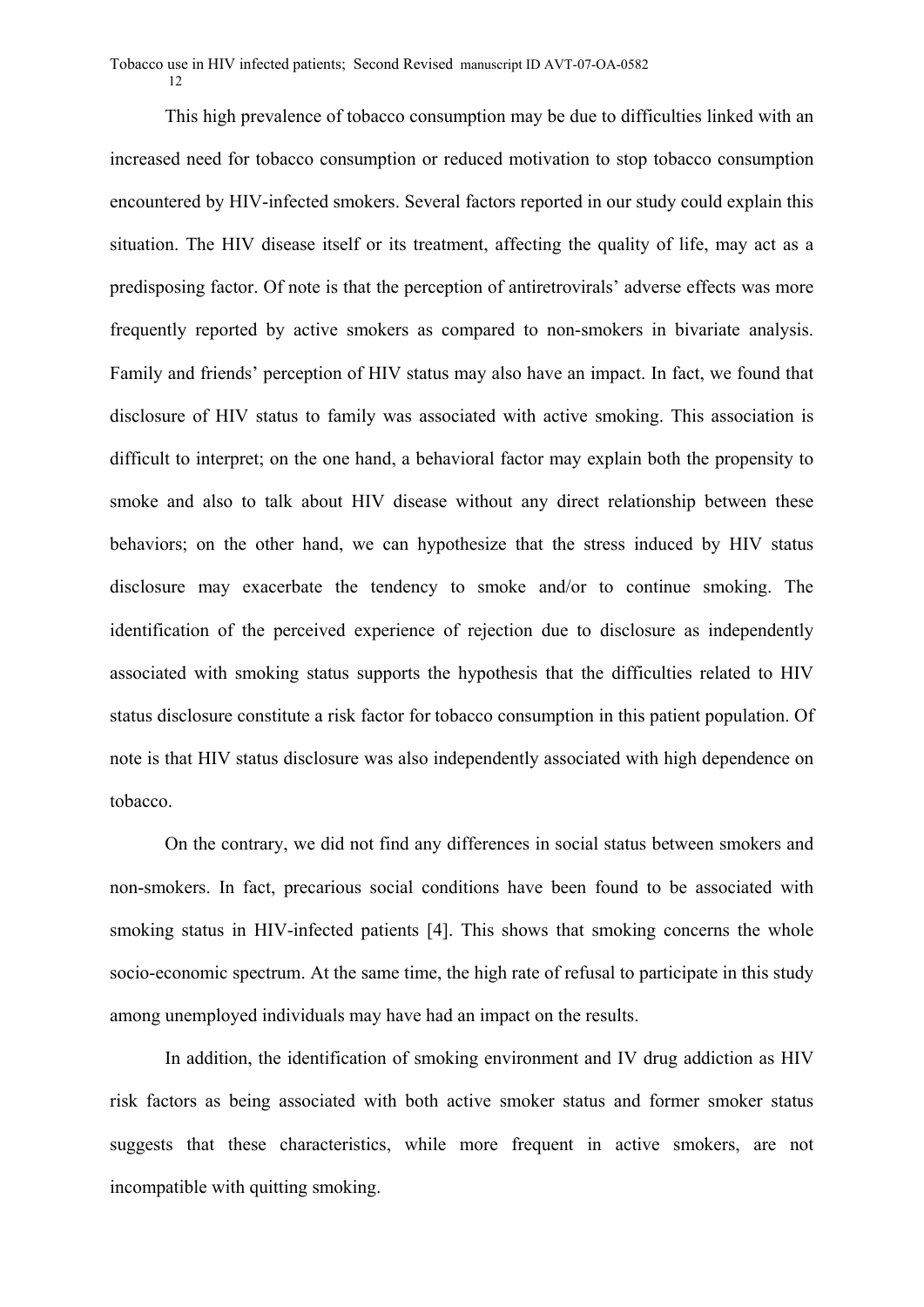This high prevalence of tobacco consumption may be due to difficulties linked with an increased need for tobacco consumption or reduced motivation to stop tobacco consumption encountered by HIV-infected smokers. Several factors reported in our study could explain this situation. The HIV disease itself or its treatment, affecting the quality of life, may act as a predisposing factor. Of note is that the perception of antiretrovirals' adverse effects was more frequently reported by active smokers as compared to non-smokers in bivariate analysis. Family and friends' perception of HIV status may also have an impact. In fact, we found that disclosure of HIV status to family was associated with active smoking. This association is difficult to interpret; on the one hand, a behavioral factor may explain both the propensity to smoke and also to talk about HIV disease without any direct relationship between these behaviors; on the other hand, we can hypothesize that the stress induced by HIV status disclosure may exacerbate the tendency to smoke and/or to continue smoking. The identification of the perceived experience of rejection due to disclosure as independently associated with smoking status supports the hypothesis that the difficulties related to HIV status disclosure constitute a risk factor for tobacco consumption in this patient population. Of note is that HIV status disclosure was also independently associated with high dependence on tobacco.

On the contrary, we did not find any differences in social status between smokers and non-smokers. In fact, precarious social conditions have been found to be associated with smoking status in HIV-infected patients [4]. This shows that smoking concerns the whole socio-economic spectrum. At the same time, the high rate of refusal to participate in this study among unemployed individuals may have had an impact on the results.

In addition, the identification of smoking environment and IV drug addiction as HIV risk factors as being associated with both active smoker status and former smoker status suggests that these characteristics, while more frequent in active smokers, are not incompatible with quitting smoking.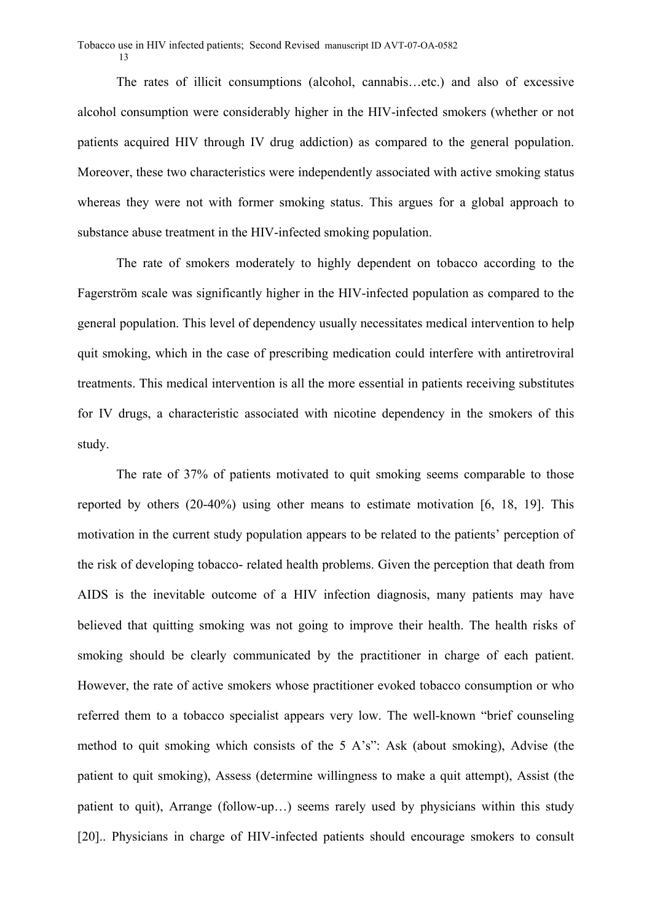The rates of illicit consumptions (alcohol, cannabis…etc.) and also of excessive alcohol consumption were considerably higher in the HIV-infected smokers (whether or not patients acquired HIV through IV drug addiction) as compared to the general population. Moreover, these two characteristics were independently associated with active smoking status whereas they were not with former smoking status. This argues for a global approach to substance abuse treatment in the HIV-infected smoking population.

The rate of smokers moderately to highly dependent on tobacco according to the Fagerström scale was significantly higher in the HIV-infected population as compared to the general population. This level of dependency usually necessitates medical intervention to help quit smoking, which in the case of prescribing medication could interfere with antiretroviral treatments. This medical intervention is all the more essential in patients receiving substitutes for IV drugs, a characteristic associated with nicotine dependency in the smokers of this study.

The rate of 37% of patients motivated to quit smoking seems comparable to those reported by others (20-40%) using other means to estimate motivation [6, 18, 19]. This motivation in the current study population appears to be related to the patients' perception of the risk of developing tobacco- related health problems. Given the perception that death from AIDS is the inevitable outcome of a HIV infection diagnosis, many patients may have believed that quitting smoking was not going to improve their health. The health risks of smoking should be clearly communicated by the practitioner in charge of each patient. However, the rate of active smokers whose practitioner evoked tobacco consumption or who referred them to a tobacco specialist appears very low. The well-known "brief counseling method to quit smoking which consists of the 5 A's": Ask (about smoking), Advise (the patient to quit smoking), Assess (determine willingness to make a quit attempt), Assist (the patient to quit), Arrange (follow-up…) seems rarely used by physicians within this study [20].. Physicians in charge of HIV-infected patients should encourage smokers to consult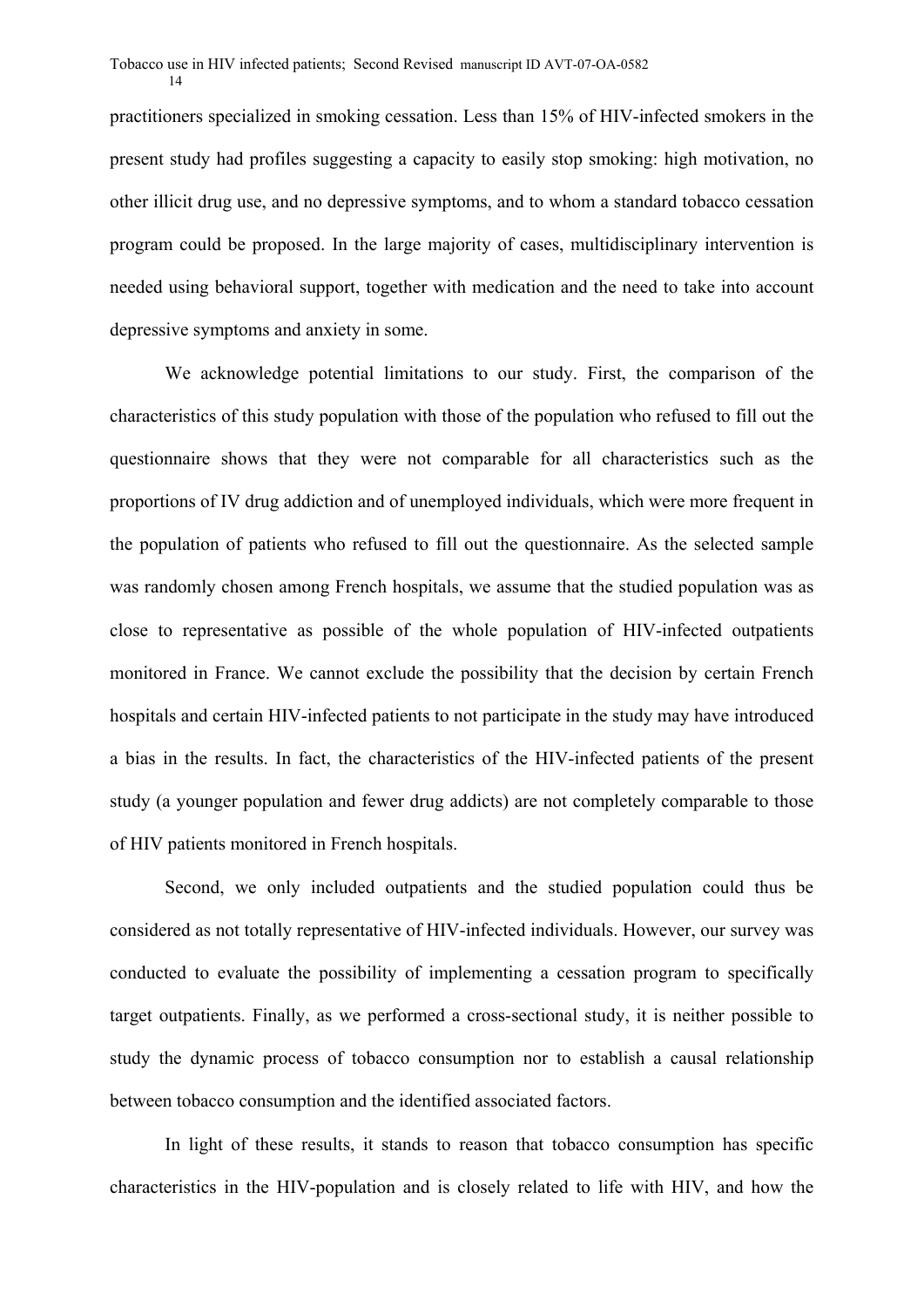practitioners specialized in smoking cessation. Less than 15% of HIV-infected smokers in the present study had profiles suggesting a capacity to easily stop smoking: high motivation, no other illicit drug use, and no depressive symptoms, and to whom a standard tobacco cessation program could be proposed. In the large majority of cases, multidisciplinary intervention is needed using behavioral support, together with medication and the need to take into account depressive symptoms and anxiety in some.

We acknowledge potential limitations to our study. First, the comparison of the characteristics of this study population with those of the population who refused to fill out the questionnaire shows that they were not comparable for all characteristics such as the proportions of IV drug addiction and of unemployed individuals, which were more frequent in the population of patients who refused to fill out the questionnaire. As the selected sample was randomly chosen among French hospitals, we assume that the studied population was as close to representative as possible of the whole population of HIV-infected outpatients monitored in France. We cannot exclude the possibility that the decision by certain French hospitals and certain HIV-infected patients to not participate in the study may have introduced a bias in the results. In fact, the characteristics of the HIV-infected patients of the present study (a younger population and fewer drug addicts) are not completely comparable to those of HIV patients monitored in French hospitals.

Second, we only included outpatients and the studied population could thus be considered as not totally representative of HIV-infected individuals. However, our survey was conducted to evaluate the possibility of implementing a cessation program to specifically target outpatients. Finally, as we performed a cross-sectional study, it is neither possible to study the dynamic process of tobacco consumption nor to establish a causal relationship between tobacco consumption and the identified associated factors.

In light of these results, it stands to reason that tobacco consumption has specific characteristics in the HIV-population and is closely related to life with HIV, and how the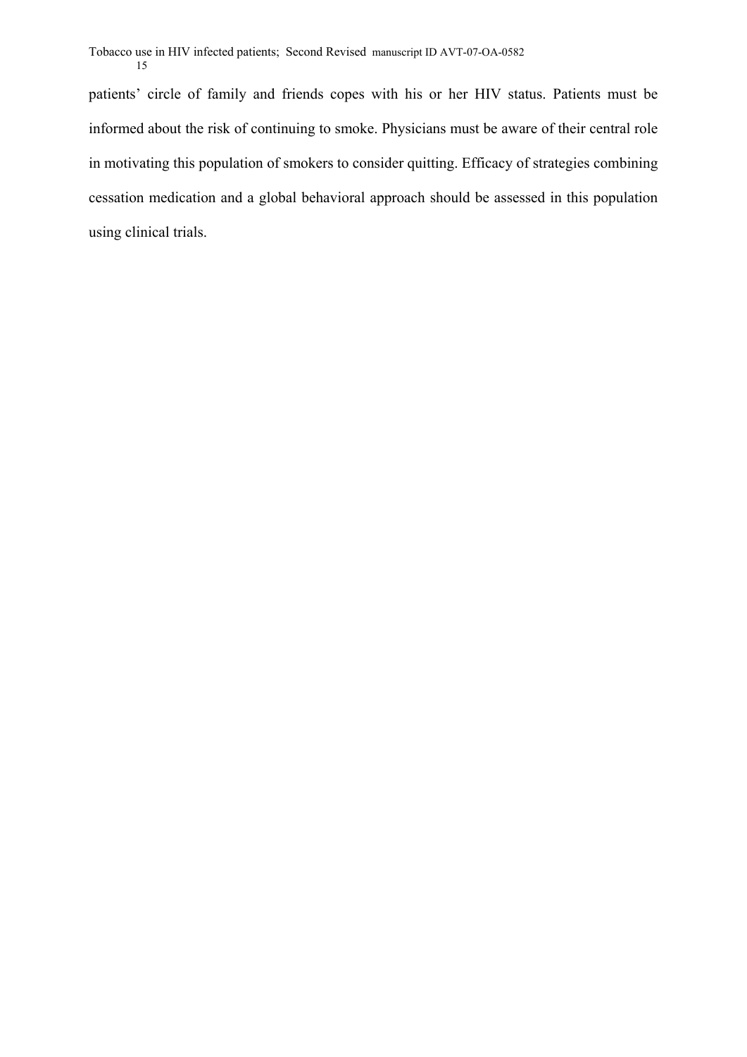patients' circle of family and friends copes with his or her HIV status. Patients must be informed about the risk of continuing to smoke. Physicians must be aware of their central role in motivating this population of smokers to consider quitting. Efficacy of strategies combining cessation medication and a global behavioral approach should be assessed in this population using clinical trials.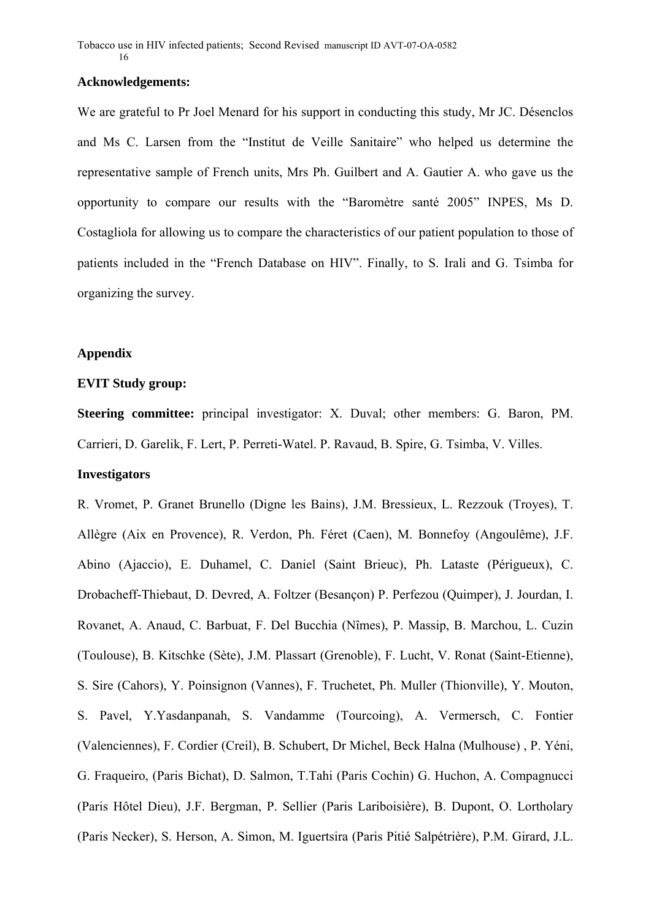**Acknowledgements:**

We are grateful to Pr Joel Menard for his support in conducting this study, Mr JC. Désenclos and Ms C. Larsen from the “Institut de Veille Sanitaire” who helped us determine the representative sample of French units, Mrs Ph. Guilbert and A. Gautier A. who gave us the opportunity to compare our results with the “Baromètre santé 2005” INPES, Ms D. Costagliola for allowing us to compare the characteristics of our patient population to those of patients included in the “French Database on HIV”. Finally, to S. Irali and G. Tsimba for organizing the survey.

**Appendix**

**EVIT Study group:**

**Steering committee:** principal investigator: X. Duval; other members: G. Baron, PM. Carrieri, D. Garelik, F. Lert, P. Perreti-Watel. P. Ravaud, B. Spire, G. Tsimba, V. Villes.

**Investigators**

R. Vromet, P. Granet Brunello (Digne les Bains), J.M. Bressieux, L. Rezzouk (Troyes), T. Allègre (Aix en Provence), R. Verdon, Ph. Féret (Caen), M. Bonnefoy (Angoulême), J.F. Abino (Ajaccio), E. Duhamel, C. Daniel (Saint Brieuc), Ph. Lataste (Périgueux), C. Drobacheff-Thiebaut, D. Devred, A. Foltzer (Besançon) P. Perfezou (Quimper), J. Jourdan, I. Rovanet, A. Anaud, C. Barbuat, F. Del Bucchia (Nîmes), P. Massip, B. Marchou, L. Cuzin (Toulouse), B. Kitschke (Sète), J.M. Plassart (Grenoble), F. Lucht, V. Ronat (Saint-Etienne), S. Sire (Cahors), Y. Poinsignon (Vannes), F. Truchetet, Ph. Muller (Thionville), Y. Mouton, S. Pavel, Y.Yasdanpanah, S. Vandamme (Tourcoing), A. Vermersch, C. Fontier (Valenciennes), F. Cordier (Creil), B. Schubert, Dr Michel, Beck Halna (Mulhouse) , P. Yéni, G. Fraqueiro, (Paris Bichat), D. Salmon, T.Tahi (Paris Cochin) G. Huchon, A. Compagnucci (Paris Hôtel Dieu), J.F. Bergman, P. Sellier (Paris Lariboisière), B. Dupont, O. Lortholary (Paris Necker), S. Herson, A. Simon, M. Iguertsira (Paris Pitié Salpétrière), P.M. Girard, J.L.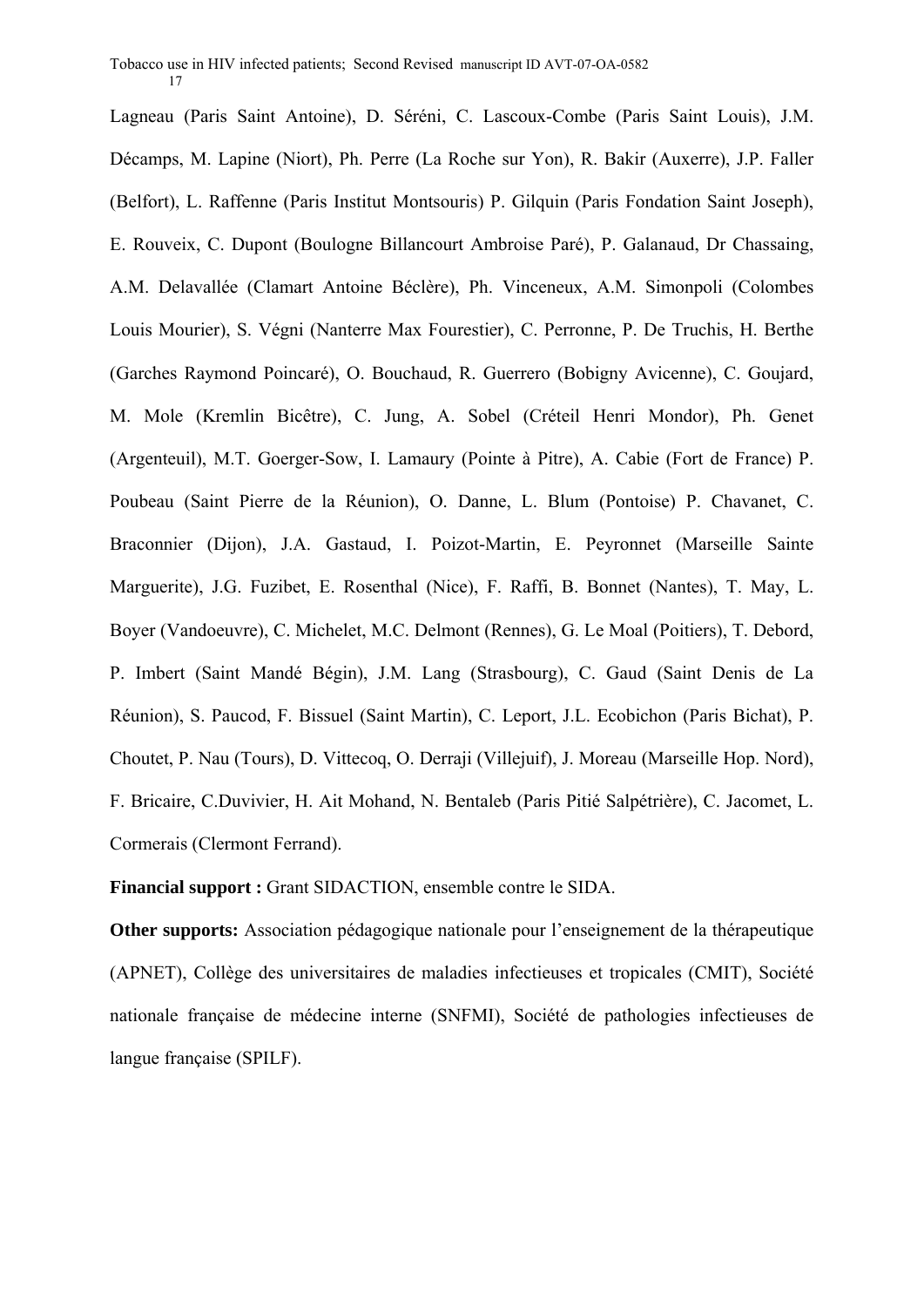Lagneau (Paris Saint Antoine), D. Séréni, C. Lascoux-Combe (Paris Saint Louis), J.M. Décamps, M. Lapine (Niort), Ph. Perre (La Roche sur Yon), R. Bakir (Auxerre), J.P. Faller (Belfort), L. Raffenne (Paris Institut Montsouris) P. Gilquin (Paris Fondation Saint Joseph), E. Rouveix, C. Dupont (Boulogne Billancourt Ambroise Paré), P. Galanaud, Dr Chassaing, A.M. Delavallée (Clamart Antoine Béclère), Ph. Vinceneux, A.M. Simonpoli (Colombes Louis Mourier), S. Végni (Nanterre Max Fourestier), C. Perronne, P. De Truchis, H. Berthe (Garches Raymond Poincaré), O. Bouchaud, R. Guerrero (Bobigny Avicenne), C. Goujard, M. Mole (Kremlin Bicêtre), C. Jung, A. Sobel (Créteil Henri Mondor), Ph. Genet (Argenteuil), M.T. Goerger-Sow, I. Lamaury (Pointe à Pitre), A. Cabie (Fort de France) P. Poubeau (Saint Pierre de la Réunion), O. Danne, L. Blum (Pontoise) P. Chavanet, C. Braconnier (Dijon), J.A. Gastaud, I. Poizot-Martin, E. Peyronnet (Marseille Sainte Marguerite), J.G. Fuzibet, E. Rosenthal (Nice), F. Raffi, B. Bonnet (Nantes), T. May, L. Boyer (Vandoeuvre), C. Michelet, M.C. Delmont (Rennes), G. Le Moal (Poitiers), T. Debord, P. Imbert (Saint Mandé Bégin), J.M. Lang (Strasbourg), C. Gaud (Saint Denis de La Réunion), S. Paucod, F. Bissuel (Saint Martin), C. Leport, J.L. Ecobichon (Paris Bichat), P. Choutet, P. Nau (Tours), D. Vittecoq, O. Derraji (Villejuif), J. Moreau (Marseille Hop. Nord), F. Bricaire, C.Duvivier, H. Ait Mohand, N. Bentaleb (Paris Pitié Salpétrière), C. Jacomet, L. Cormerais (Clermont Ferrand).

**Financial support :** Grant SIDACTION, ensemble contre le SIDA.

**Other supports:** Association pédagogique nationale pour l'enseignement de la thérapeutique (APNET), Collège des universitaires de maladies infectieuses et tropicales (CMIT), Société nationale française de médecine interne (SNFMI), Société de pathologies infectieuses de langue française (SPILF).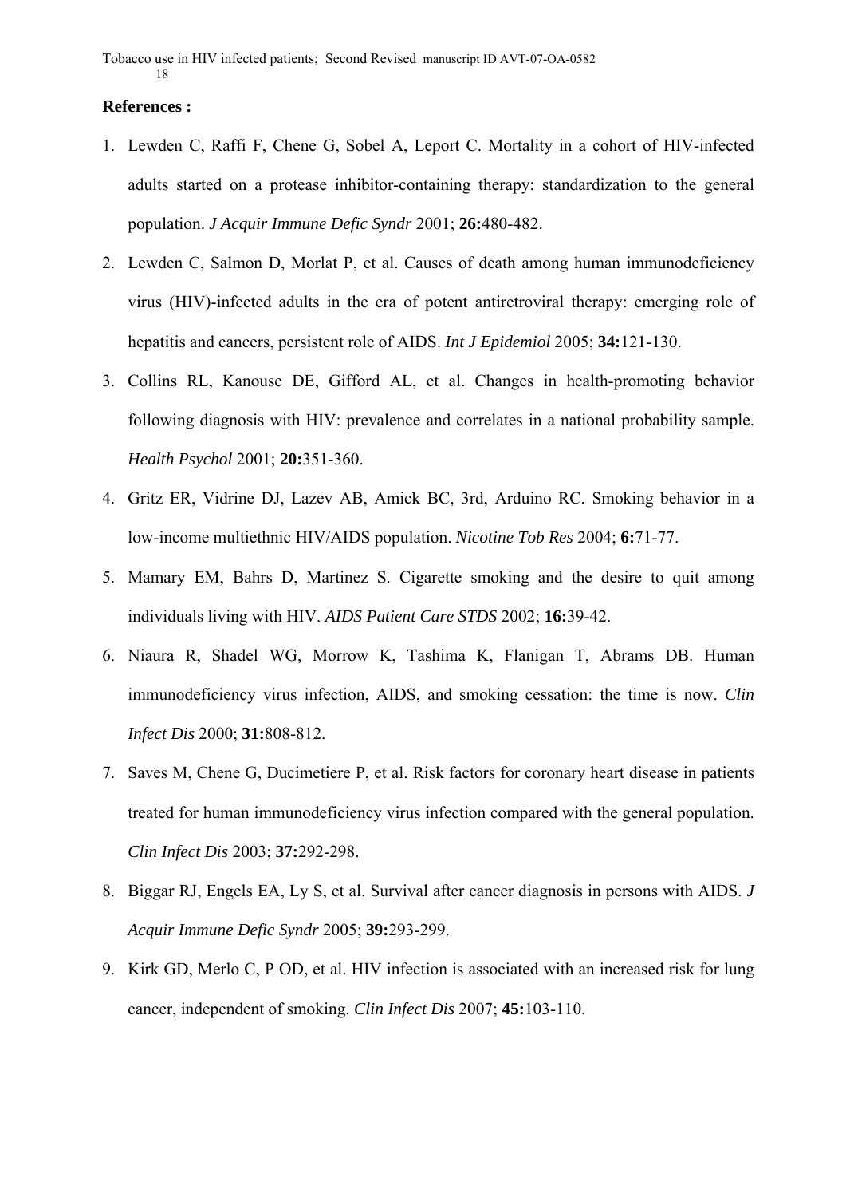**References :**

1. Lewden C, Raffi F, Chene G, Sobel A, Leport C. Mortality in a cohort of HIV-infected adults started on a protease inhibitor-containing therapy: standardization to the general population. *J Acquir Immune Defic Syndr* 2001; **26:**480-482.
2. Lewden C, Salmon D, Morlat P, et al. Causes of death among human immunodeficiency virus (HIV)-infected adults in the era of potent antiretroviral therapy: emerging role of hepatitis and cancers, persistent role of AIDS. *Int J Epidemiol* 2005; **34:**121-130.
3. Collins RL, Kanouse DE, Gifford AL, et al. Changes in health-promoting behavior following diagnosis with HIV: prevalence and correlates in a national probability sample. *Health Psychol* 2001; **20:**351-360.
4. Gritz ER, Vidrine DJ, Lazev AB, Amick BC, 3rd, Arduino RC. Smoking behavior in a low-income multiethnic HIV/AIDS population. *Nicotine Tob Res* 2004; **6:**71-77.
5. Mamary EM, Bahrs D, Martinez S. Cigarette smoking and the desire to quit among individuals living with HIV. *AIDS Patient Care STDS* 2002; **16:**39-42.
6. Niaura R, Shadel WG, Morrow K, Tashima K, Flanigan T, Abrams DB. Human immunodeficiency virus infection, AIDS, and smoking cessation: the time is now. *Clin Infect Dis* 2000; **31:**808-812.
7. Saves M, Chene G, Ducimetiere P, et al. Risk factors for coronary heart disease in patients treated for human immunodeficiency virus infection compared with the general population. *Clin Infect Dis* 2003; **37:**292-298.
8. Biggar RJ, Engels EA, Ly S, et al. Survival after cancer diagnosis in persons with AIDS. *J Acquir Immune Defic Syndr* 2005; **39:**293-299.
9. Kirk GD, Merlo C, P OD, et al. HIV infection is associated with an increased risk for lung cancer, independent of smoking. *Clin Infect Dis* 2007; **45:**103-110.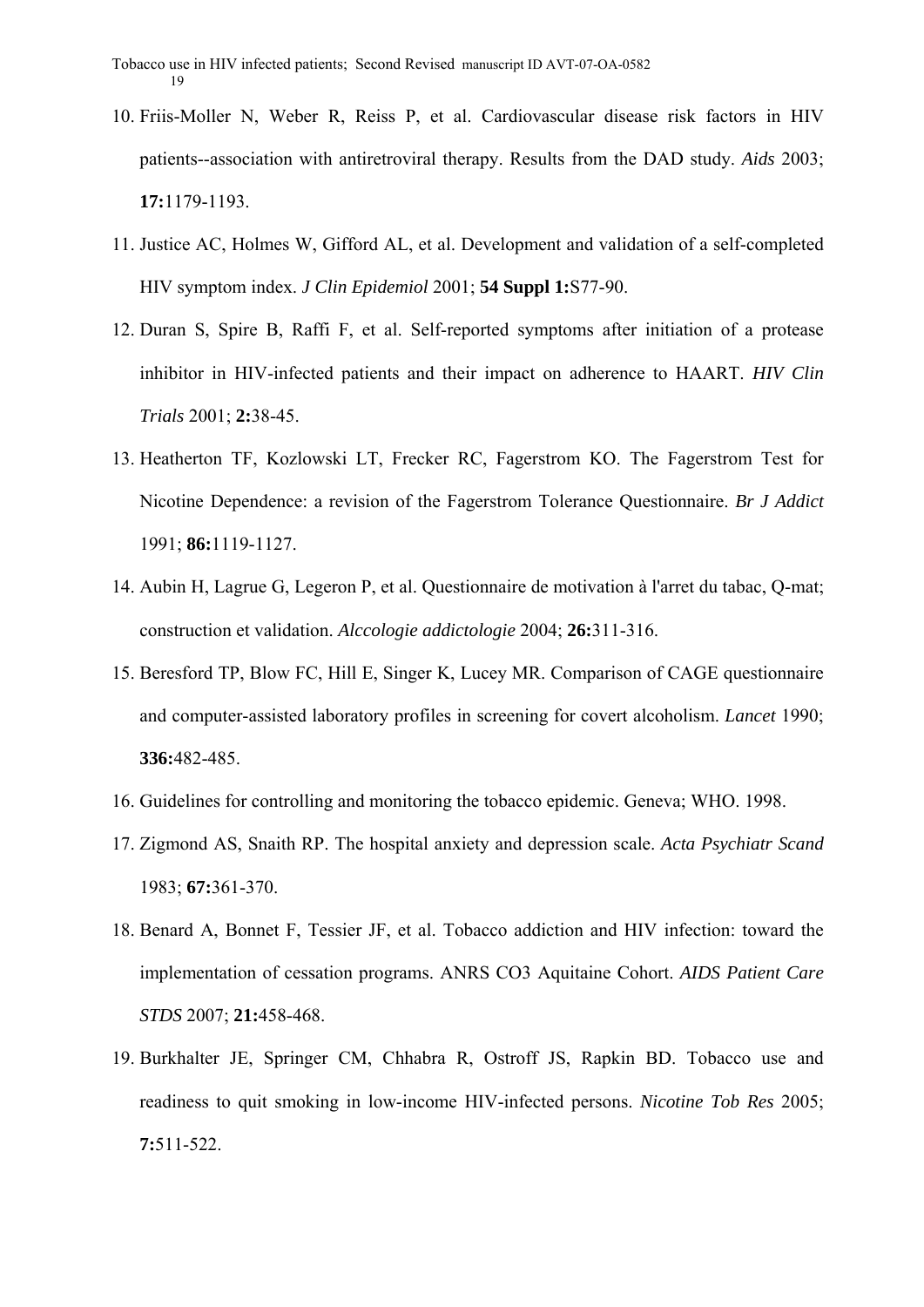10. Friis-Moller N, Weber R, Reiss P, et al. Cardiovascular disease risk factors in HIV patients--association with antiretroviral therapy. Results from the DAD study. *Aids* 2003; **17:**1179-1193.
11. Justice AC, Holmes W, Gifford AL, et al. Development and validation of a self-completed HIV symptom index. *J Clin Epidemiol* 2001; **54 Suppl 1:**S77-90.
12. Duran S, Spire B, Raffi F, et al. Self-reported symptoms after initiation of a protease inhibitor in HIV-infected patients and their impact on adherence to HAART. *HIV Clin Trials* 2001; **2:**38-45.
13. Heatherton TF, Kozlowski LT, Frecker RC, Fagerstrom KO. The Fagerstrom Test for Nicotine Dependence: a revision of the Fagerstrom Tolerance Questionnaire. *Br J Addict* 1991; **86:**1119-1127.
14. Aubin H, Lagrue G, Legeron P, et al. Questionnaire de motivation à l'arret du tabac, Q-mat; construction et validation. *Alccologie addictologie* 2004; **26:**311-316.
15. Beresford TP, Blow FC, Hill E, Singer K, Lucey MR. Comparison of CAGE questionnaire and computer-assisted laboratory profiles in screening for covert alcoholism. *Lancet* 1990; **336:**482-485.
16. Guidelines for controlling and monitoring the tobacco epidemic. Geneva; WHO. 1998.
17. Zigmond AS, Snaith RP. The hospital anxiety and depression scale. *Acta Psychiatr Scand* 1983; **67:**361-370.
18. Benard A, Bonnet F, Tessier JF, et al. Tobacco addiction and HIV infection: toward the implementation of cessation programs. ANRS CO3 Aquitaine Cohort. *AIDS Patient Care STDS* 2007; **21:**458-468.
19. Burkhalter JE, Springer CM, Chhabra R, Ostroff JS, Rapkin BD. Tobacco use and readiness to quit smoking in low-income HIV-infected persons. *Nicotine Tob Res* 2005; **7:**511-522.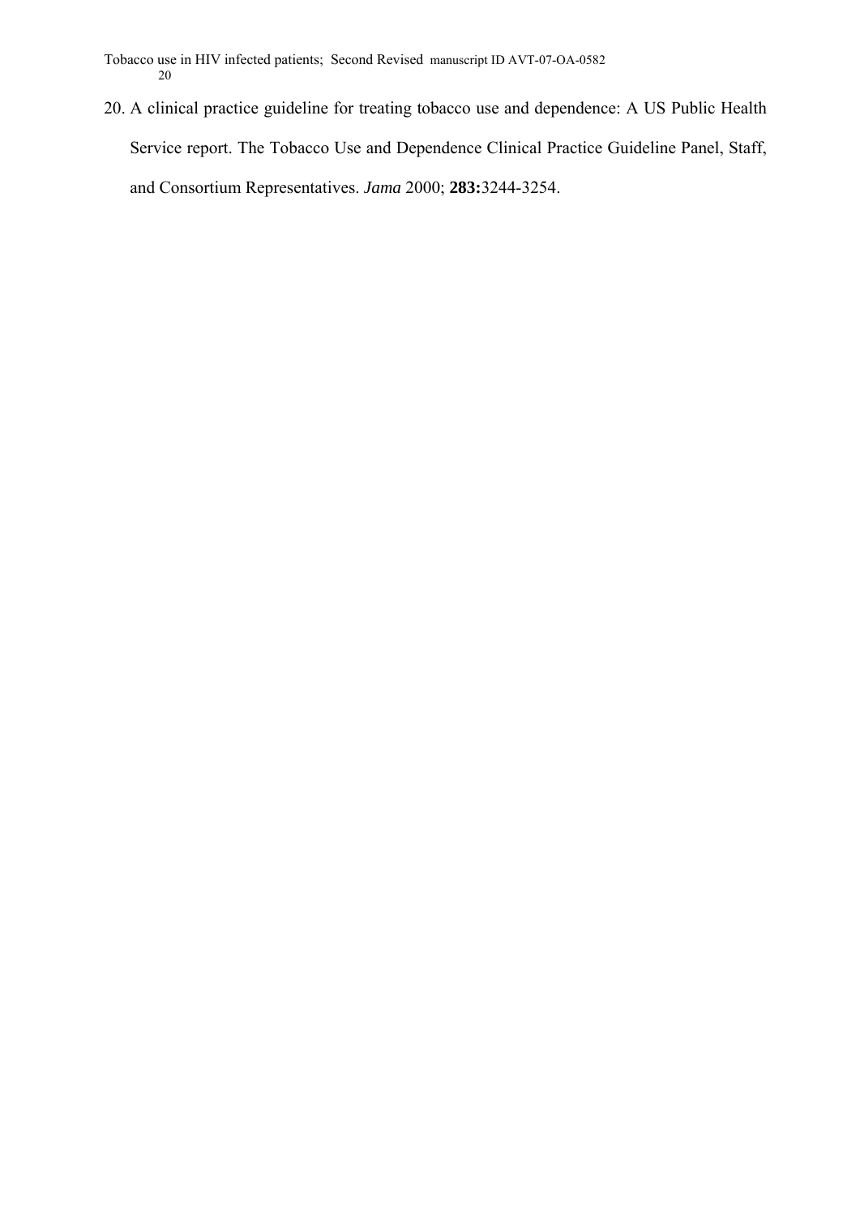20. A clinical practice guideline for treating tobacco use and dependence: A US Public Health Service report. The Tobacco Use and Dependence Clinical Practice Guideline Panel, Staff, and Consortium Representatives. *Jama* 2000; **283:**3244-3254.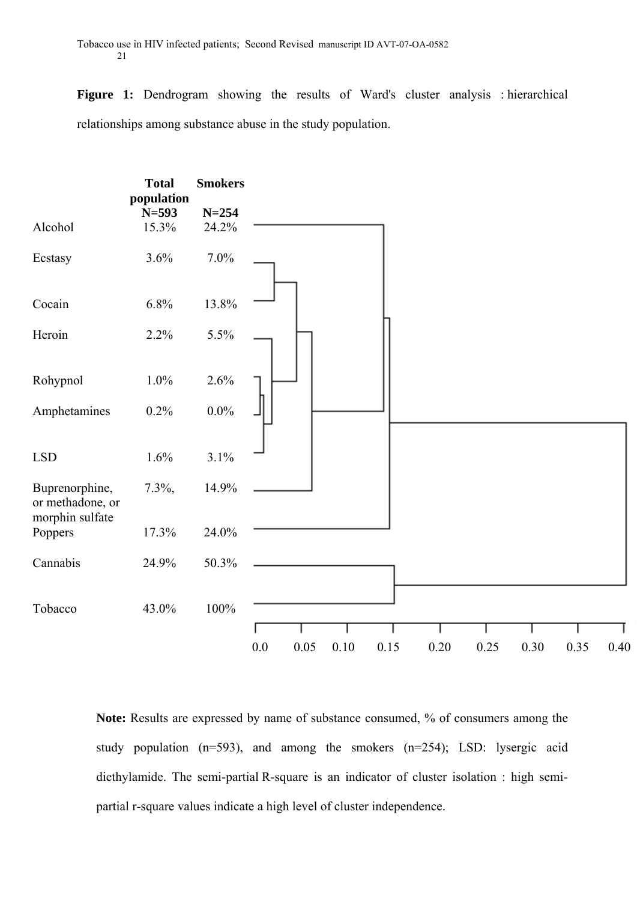**Figure 1:** Dendrogram showing the results of Ward's cluster analysis : hierarchical relationships among substance abuse in the study population.

| | Total population N=593 | Smokers N=254 |
|---|---|---|
| Alcohol | 15.3% | 24.2% |
| Ecstasy | 3.6% | 7.0% |
| Cocain | 6.8% | 13.8% |
| Heroin | 2.2% | 5.5% |
| Rohypnol | 1.0% | 2.6% |
| Amphetamines | 0.2% | 0.0% |
| LSD | 1.6% | 3.1% |
| Buprenorphine, or methadone, or morphin sulfate | 7.3%, | 14.9% |
| Poppers | 17.3% | 24.0% |
| Cannabis | 24.9% | 50.3% |
| Tobacco | 43.0% | 100% |

0.0 0.05 0.10 0.15 0.20 0.25 0.30 0.35 0.40

**Note:** Results are expressed by name of substance consumed, % of consumers among the study population (n=593), and among the smokers (n=254); LSD: lysergic acid diethylamide. The semi-partial R-square is an indicator of cluster isolation : high semi-partial r-square values indicate a high level of cluster independence.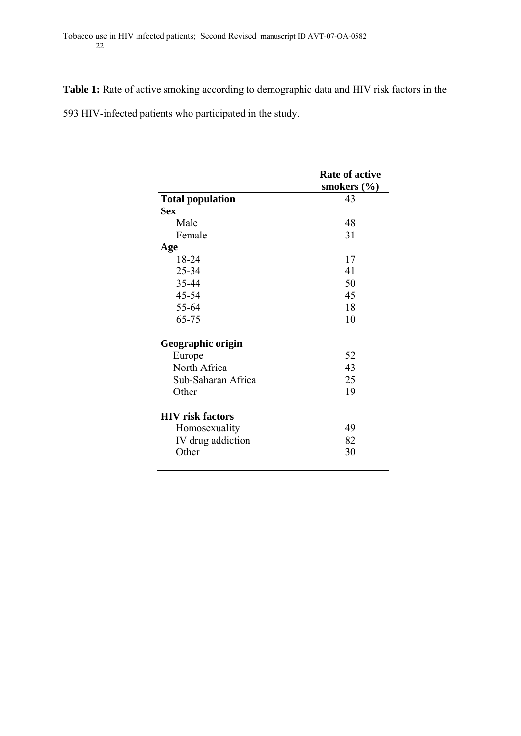**Table 1:** Rate of active smoking according to demographic data and HIV risk factors in the 593 HIV-infected patients who participated in the study.

| | Rate of active smokers (%) |
|---|---|
| **Total population** | 43 |
| **Sex** | |
| Male | 48 |
| Female | 31 |
| **Age** | |
| 18-24 | 17 |
| 25-34 | 41 |
| 35-44 | 50 |
| 45-54 | 45 |
| 55-64 | 18 |
| 65-75 | 10 |
| **Geographic origin** | |
| Europe | 52 |
| North Africa | 43 |
| Sub-Saharan Africa | 25 |
| Other | 19 |
| **HIV risk factors** | |
| Homosexuality | 49 |
| IV drug addiction | 82 |
| Other | 30 |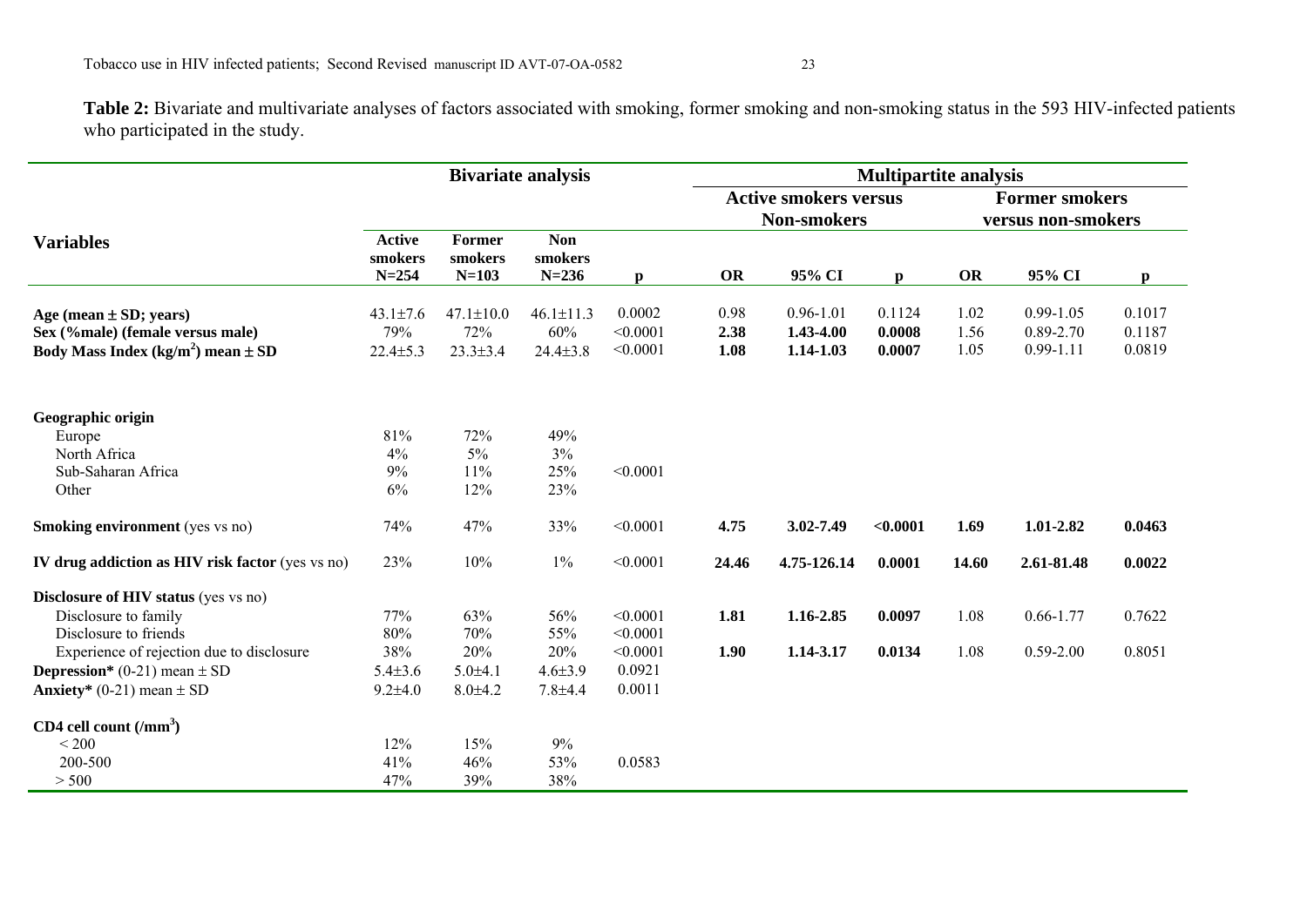**Table 2:** Bivariate and multivariate analyses of factors associated with smoking, former smoking and non-smoking status in the 593 HIV-infected patients who participated in the study.

| | Bivariate analysis | | | | Multipartite analysis | | | | | |
|---|---|---|---|---|---|---|---|---|---|---|
| | | | | | Active smokers versus Non-smokers | | | Former smokers versus non-smokers | | |
| **Variables** | **Active smokers N=254** | **Former smokers N=103** | **Non smokers N=236** | **p** | **OR** | **95% CI** | **p** | **OR** | **95% CI** | **p** |
| **Age (mean ± SD; years)** | 43.1±7.6 | 47.1±10.0 | 46.1±11.3 | 0.0002 | 0.98 | 0.96-1.01 | 0.1124 | 1.02 | 0.99-1.05 | 0.1017 |
| **Sex (%male) (female versus male)** | 79% | 72% | 60% | <0.0001 | **2.38** | **1.43-4.00** | **0.0008** | 1.56 | 0.89-2.70 | 0.1187 |
| **Body Mass Index (kg/m$^2$) mean ± SD** | 22.4±5.3 | 23.3±3.4 | 24.4±3.8 | <0.0001 | **1.08** | **1.14-1.03** | **0.0007** | 1.05 | 0.99-1.11 | 0.0819 |
| **Geographic origin** | | | | | | | | | | |
| Europe | 81% | 72% | 49% | | | | | | | |
| North Africa | 4% | 5% | 3% | | | | | | | |
| Sub-Saharan Africa | 9% | 11% | 25% | <0.0001 | | | | | | |
| Other | 6% | 12% | 23% | | | | | | | |
| **Smoking environment** (yes vs no) | 74% | 47% | 33% | <0.0001 | **4.75** | **3.02-7.49** | **<0.0001** | **1.69** | **1.01-2.82** | **0.0463** |
| **IV drug addiction as HIV risk factor** (yes vs no) | 23% | 10% | 1% | <0.0001 | **24.46** | **4.75-126.14** | **0.0001** | **14.60** | **2.61-81.48** | **0.0022** |
| **Disclosure of HIV status** (yes vs no) | | | | | | | | | | |
| Disclosure to family | 77% | 63% | 56% | <0.0001 | **1.81** | **1.16-2.85** | **0.0097** | 1.08 | 0.66-1.77 | 0.7622 |
| Disclosure to friends | 80% | 70% | 55% | <0.0001 | | | | | | |
| Experience of rejection due to disclosure | 38% | 20% | 20% | <0.0001 | **1.90** | **1.14-3.17** | **0.0134** | 1.08 | 0.59-2.00 | 0.8051 |
| **Depression*** (0-21) mean ± SD | 5.4±3.6 | 5.0±4.1 | 4.6±3.9 | 0.0921 | | | | | | |
| **Anxiety*** (0-21) mean ± SD | 9.2±4.0 | 8.0±4.2 | 7.8±4.4 | 0.0011 | | | | | | |
| **CD4 cell count (/mm$^3$)** | | | | | | | | | | |
| < 200 | 12% | 15% | 9% | | | | | | | |
| 200-500 | 41% | 46% | 53% | 0.0583 | | | | | | |
| > 500 | 47% | 39% | 38% | | | | | | | |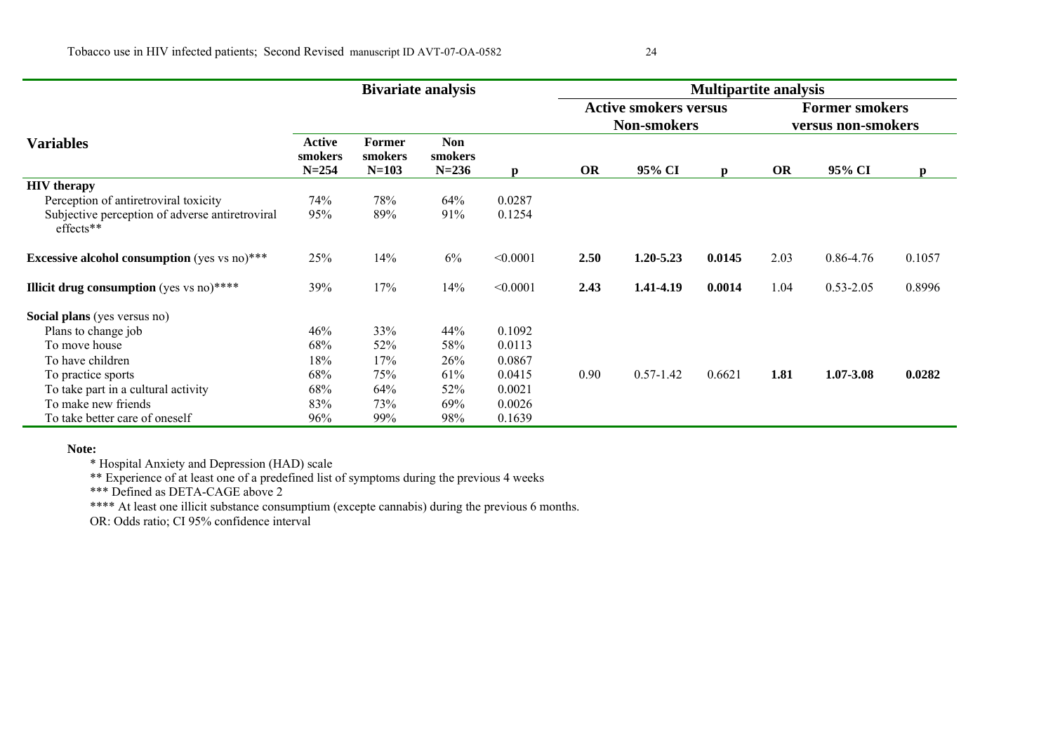| Variables | Bivariate analysis | | | | Multipartite analysis | | | | | |
|---|---|---|---|---|---|---|---|---|---|---|
| | | | | | Active smokers versus Non-smokers | | | Former smokers versus non-smokers | | |
| | Active smokers N=254 | Former smokers N=103 | Non smokers N=236 | p | OR | 95% CI | p | OR | 95% CI | p |
| **HIV therapy** | | | | | | | | | | |
| Perception of antiretroviral toxicity | 74% | 78% | 64% | 0.0287 | | | | | | |
| Subjective perception of adverse antiretroviral effects** | 95% | 89% | 91% | 0.1254 | | | | | | |
| **Excessive alcohol consumption** (yes vs no)*** | 25% | 14% | 6% | <0.0001 | **2.50** | **1.20-5.23** | **0.0145** | 2.03 | 0.86-4.76 | 0.1057 |
| **Illicit drug consumption** (yes vs no)**** | 39% | 17% | 14% | <0.0001 | **2.43** | **1.41-4.19** | **0.0014** | 1.04 | 0.53-2.05 | 0.8996 |
| **Social plans** (yes versus no) | | | | | | | | | | |
| Plans to change job | 46% | 33% | 44% | 0.1092 | | | | | | |
| To move house | 68% | 52% | 58% | 0.0113 | | | | | | |
| To have children | 18% | 17% | 26% | 0.0867 | | | | | | |
| To practice sports | 68% | 75% | 61% | 0.0415 | 0.90 | 0.57-1.42 | 0.6621 | **1.81** | **1.07-3.08** | **0.0282** |
| To take part in a cultural activity | 68% | 64% | 52% | 0.0021 | | | | | | |
| To make new friends | 83% | 73% | 69% | 0.0026 | | | | | | |
| To take better care of oneself | 96% | 99% | 98% | 0.1639 | | | | | | |

**Note:**

* Hospital Anxiety and Depression (HAD) scale

** Experience of at least one of a predefined list of symptoms during the previous 4 weeks

*** Defined as DETA-CAGE above 2

**** At least one illicit substance consumptium (excepte cannabis) during the previous 6 months.

OR: Odds ratio; CI 95% confidence interval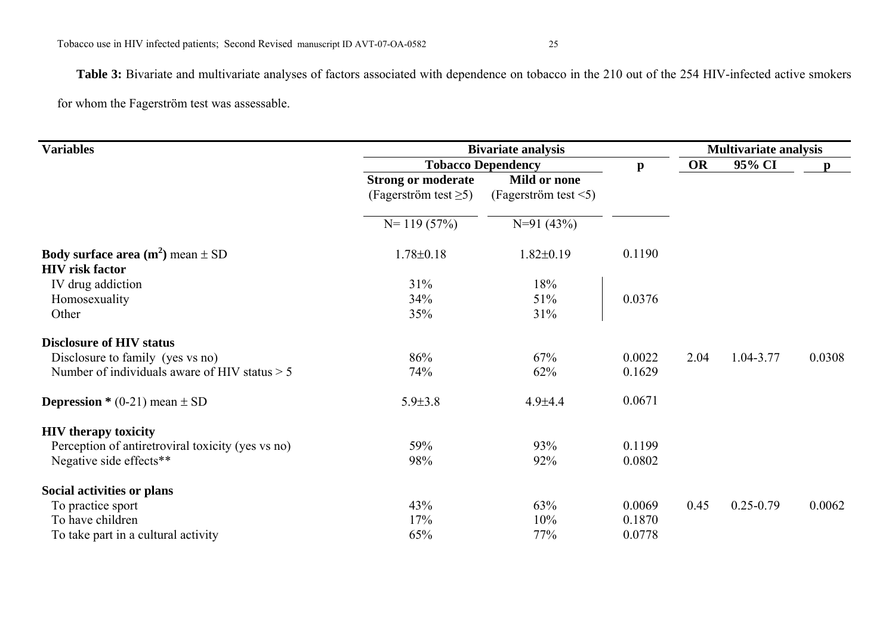**Table 3:** Bivariate and multivariate analyses of factors associated with dependence on tobacco in the 210 out of the 254 HIV-infected active smokers for whom the Fagerström test was assessable.

| Variables | Bivariate analysis | | | Multivariate analysis | | |
|---|---|---|---|---|---|---|
| | Tobacco Dependency | | p | OR | 95% CI | p |
| | **Strong or moderate** (Fagerström test ≥5) | **Mild or none** (Fagerström test <5) | | | | |
| | N= 119 (57%) | N=91 (43%) | | | | |
| **Body surface area ($m^2$)** mean ± SD | 1.78±0.18 | 1.82±0.19 | 0.1190 | | | |
| **HIV risk factor** | | | | | | |
| IV drug addiction | 31% | 18% | 0.0376 | | | |
| Homosexuality | 34% | 51% | | | | |
| Other | 35% | 31% | | | | |
| **Disclosure of HIV status** | | | | | | |
| Disclosure to family (yes vs no) | 86% | 67% | 0.0022 | 2.04 | 1.04-3.77 | 0.0308 |
| Number of individuals aware of HIV status > 5 | 74% | 62% | 0.1629 | | | |
| **Depression *** (0-21) mean ± SD | 5.9±3.8 | 4.9±4.4 | 0.0671 | | | |
| **HIV therapy toxicity** | | | | | | |
| Perception of antiretroviral toxicity (yes vs no) | 59% | 93% | 0.1199 | | | |
| Negative side effects** | 98% | 92% | 0.0802 | | | |
| **Social activities or plans** | | | | | | |
| To practice sport | 43% | 63% | 0.0069 | 0.45 | 0.25-0.79 | 0.0062 |
| To have children | 17% | 10% | 0.1870 | | | |
| To take part in a cultural activity | 65% | 77% | 0.0778 | | | |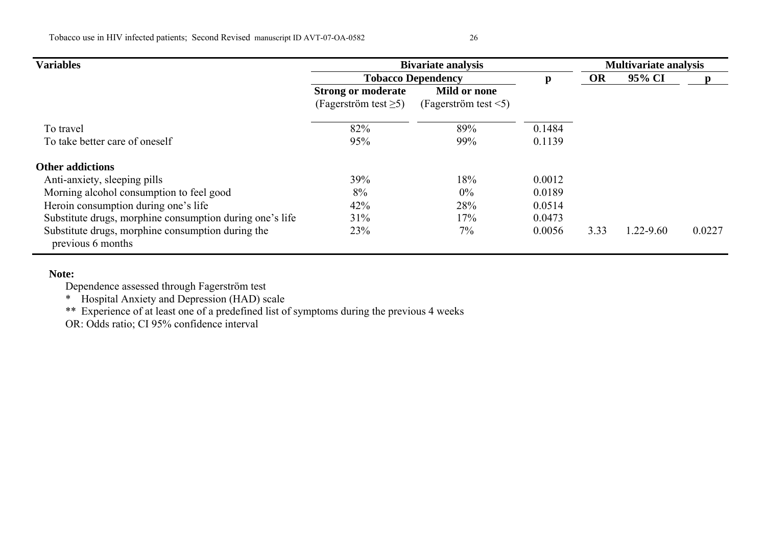| Variables | Bivariate analysis | | | Multivariate analysis | | |
|---|---|---|---|---|---|---|
| | Tobacco Dependency | | p | OR | 95% CI | p |
| | Strong or moderate (Fagerström test ≥5) | Mild or none (Fagerström test <5) | | | | |
| To travel | 82% | 89% | 0.1484 | | | |
| To take better care of oneself | 95% | 99% | 0.1139 | | | |
| **Other addictions** | | | | | | |
| Anti-anxiety, sleeping pills | 39% | 18% | 0.0012 | | | |
| Morning alcohol consumption to feel good | 8% | 0% | 0.0189 | | | |
| Heroin consumption during one's life | 42% | 28% | 0.0514 | | | |
| Substitute drugs, morphine consumption during one's life | 31% | 17% | 0.0473 | | | |
| Substitute drugs, morphine consumption during the previous 6 months | 23% | 7% | 0.0056 | 3.33 | 1.22-9.60 | 0.0227 |

**Note:**

Dependence assessed through Fagerström test

\* Hospital Anxiety and Depression (HAD) scale

\*\* Experience of at least one of a predefined list of symptoms during the previous 4 weeks

OR: Odds ratio; CI 95% confidence interval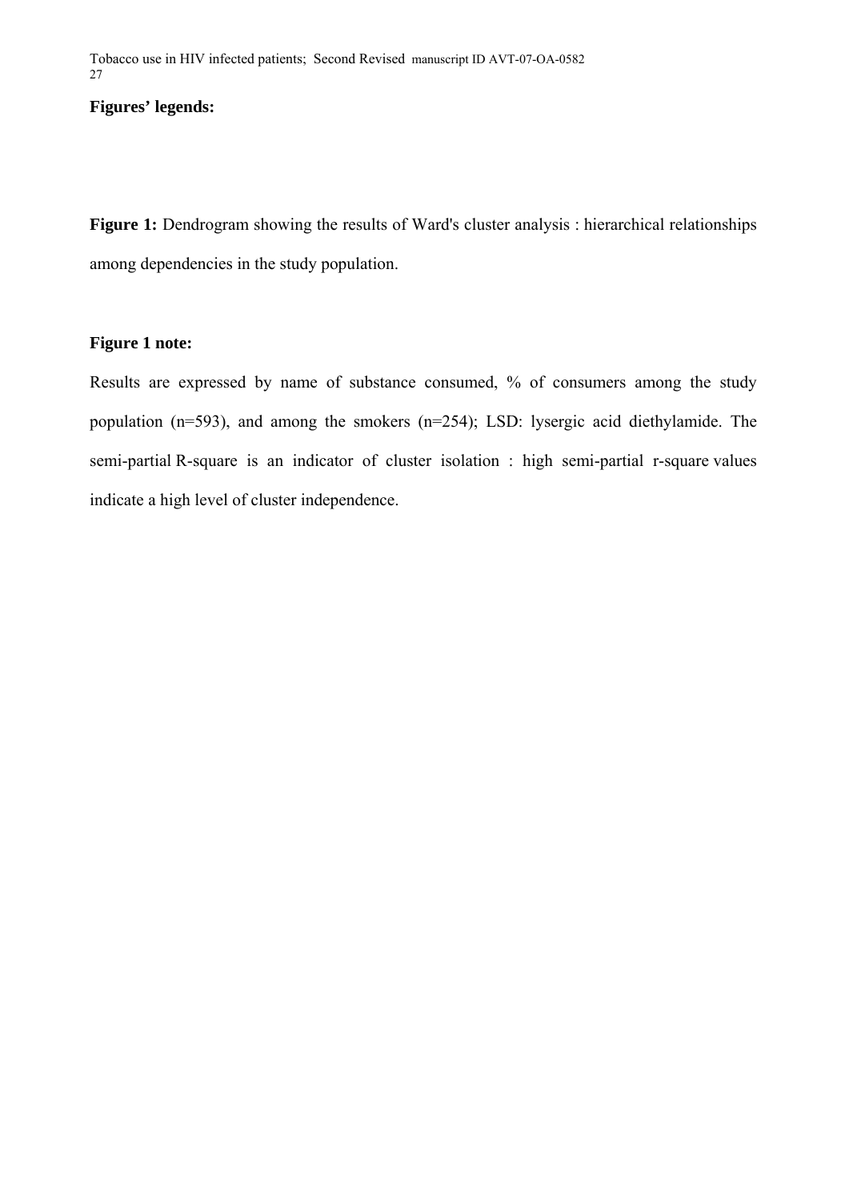**Figures' legends:**

**Figure 1:** Dendrogram showing the results of Ward's cluster analysis : hierarchical relationships among dependencies in the study population.

**Figure 1 note:**

Results are expressed by name of substance consumed, % of consumers among the study population (n=593), and among the smokers (n=254); LSD: lysergic acid diethylamide. The semi-partial R-square is an indicator of cluster isolation : high semi-partial r-square values indicate a high level of cluster independence.